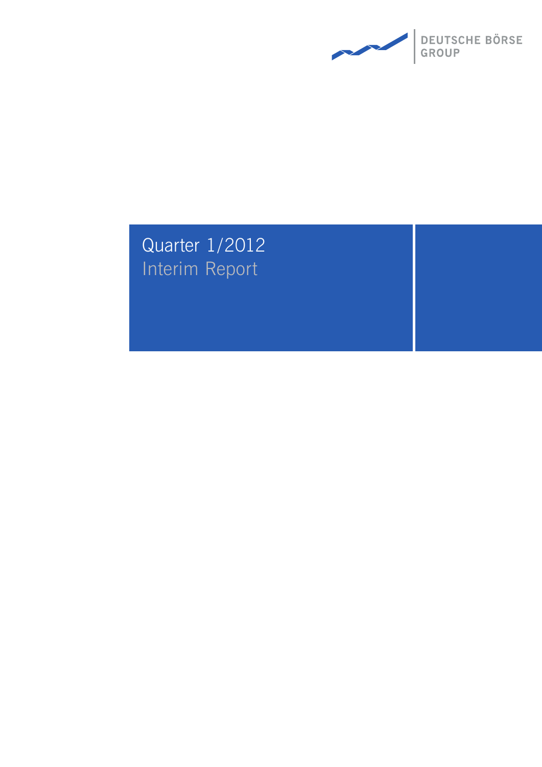DEUTSCHE BÖRSE GROUP

# Quarter 1/2012

## Interim Report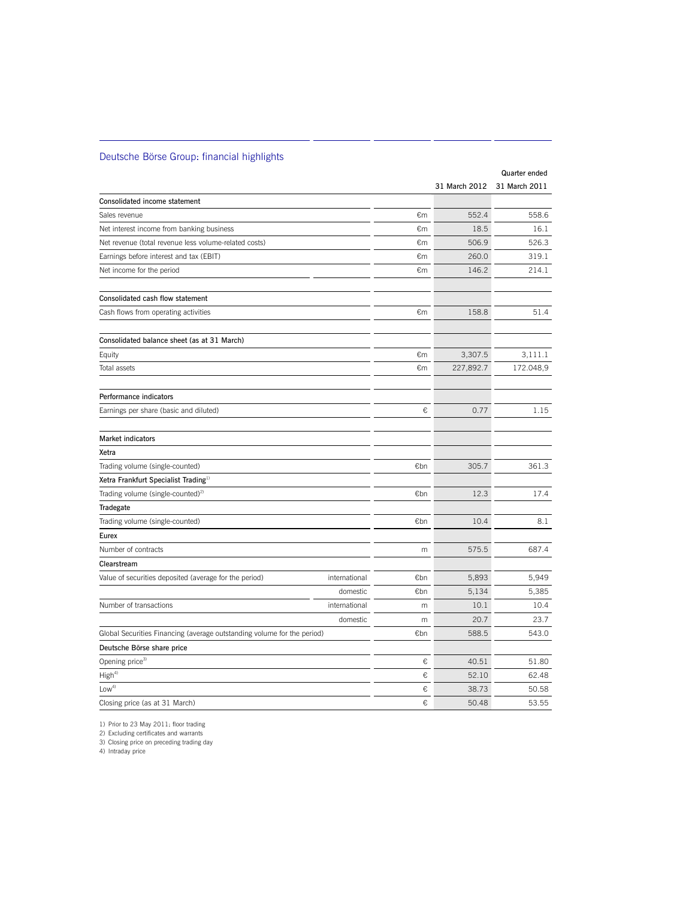## Deutsche Börse Group: financial highlights

| | | | Quarter ended | |
|---|---|---|---|---|
| | | | 31 March 2012 | 31 March 2011 |
| **Consolidated income statement** | | | | |
| Sales revenue | | €m | 552.4 | 558.6 |
| Net interest income from banking business | | €m | 18.5 | 16.1 |
| Net revenue (total revenue less volume-related costs) | | €m | 506.9 | 526.3 |
| Earnings before interest and tax (EBIT) | | €m | 260.0 | 319.1 |
| Net income for the period | | €m | 146.2 | 214.1 |
| **Consolidated cash flow statement** | | | | |
| Cash flows from operating activities | | €m | 158.8 | 51.4 |
| **Consolidated balance sheet (as at 31 March)** | | | | |
| Equity | | €m | 3,307.5 | 3,111.1 |
| Total assets | | €m | 227,892.7 | 172.048,9 |
| **Performance indicators** | | | | |
| Earnings per share (basic and diluted) | | € | 0.77 | 1.15 |
| **Market indicators** | | | | |
| **Xetra** | | | | |
| Trading volume (single-counted) | | €bn | 305.7 | 361.3 |
| **Xetra Frankfurt Specialist Trading**[1] | | | | |
| Trading volume (single-counted)[2] | | €bn | 12.3 | 17.4 |
| **Tradegate** | | | | |
| Trading volume (single-counted) | | €bn | 10.4 | 8.1 |
| **Eurex** | | | | |
| Number of contracts | | m | 575.5 | 687.4 |
| **Clearstream** | | | | |
| Value of securities deposited (average for the period) | international | €bn | 5,893 | 5,949 |
| | domestic | €bn | 5,134 | 5,385 |
| Number of transactions | international | m | 10.1 | 10.4 |
| | domestic | m | 20.7 | 23.7 |
| Global Securities Financing (average outstanding volume for the period) | | €bn | 588.5 | 543.0 |
| **Deutsche Börse share price** | | | | |
| Opening price[3] | | € | 40.51 | 51.80 |
| High[4] | | € | 52.10 | 62.48 |
| Low[4] | | € | 38.73 | 50.58 |
| Closing price (as at 31 March) | | € | 50.48 | 53.55 |

1) Prior to 23 May 2011: floor trading
2) Excluding certificates and warrants
3) Closing price on preceding trading day
4) Intraday price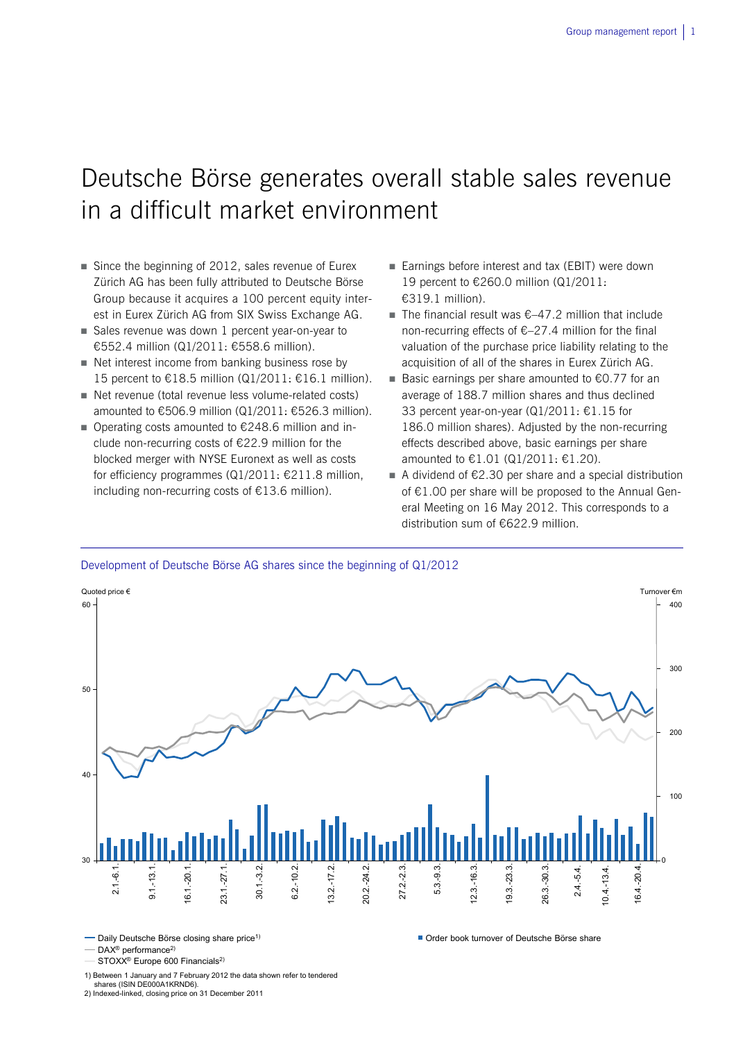# Deutsche Börse generates overall stable sales revenue in a difficult market environment

- Since the beginning of 2012, sales revenue of Eurex Zürich AG has been fully attributed to Deutsche Börse Group because it acquires a 100 percent equity interest in Eurex Zürich AG from SIX Swiss Exchange AG.
- Sales revenue was down 1 percent year-on-year to €552.4 million (Q1/2011: €558.6 million).
- Net interest income from banking business rose by 15 percent to €18.5 million (Q1/2011: €16.1 million).
- Net revenue (total revenue less volume-related costs) amounted to €506.9 million (Q1/2011: €526.3 million).
- Operating costs amounted to €248.6 million and include non-recurring costs of €22.9 million for the blocked merger with NYSE Euronext as well as costs for efficiency programmes (Q1/2011: €211.8 million, including non-recurring costs of €13.6 million).
- Earnings before interest and tax (EBIT) were down 19 percent to €260.0 million (Q1/2011: €319.1 million).
- The financial result was €–47.2 million that include non-recurring effects of €–27.4 million for the final valuation of the purchase price liability relating to the acquisition of all of the shares in Eurex Zürich AG.
- Basic earnings per share amounted to €0.77 for an average of 188.7 million shares and thus declined 33 percent year-on-year (Q1/2011: €1.15 for 186.0 million shares). Adjusted by the non-recurring effects described above, basic earnings per share amounted to €1.01 (Q1/2011: €1.20).
- A dividend of €2.30 per share and a special distribution of €1.00 per share will be proposed to the Annual General Meeting on 16 May 2012. This corresponds to a distribution sum of €622.9 million.

Development of Deutsche Börse AG shares since the beginning of Q1/2012

Quoted price € | Turnover €m

— Daily Deutsche Börse closing share price[1]
— DAX® performance[2]
— STOXX® Europe 600 Financials[2]
■ Order book turnover of Deutsche Börse share

1) Between 1 January and 7 February 2012 the data shown refer to tendered shares (ISIN DE000A1KRND6).
2) Indexed-linked, closing price on 31 December 2011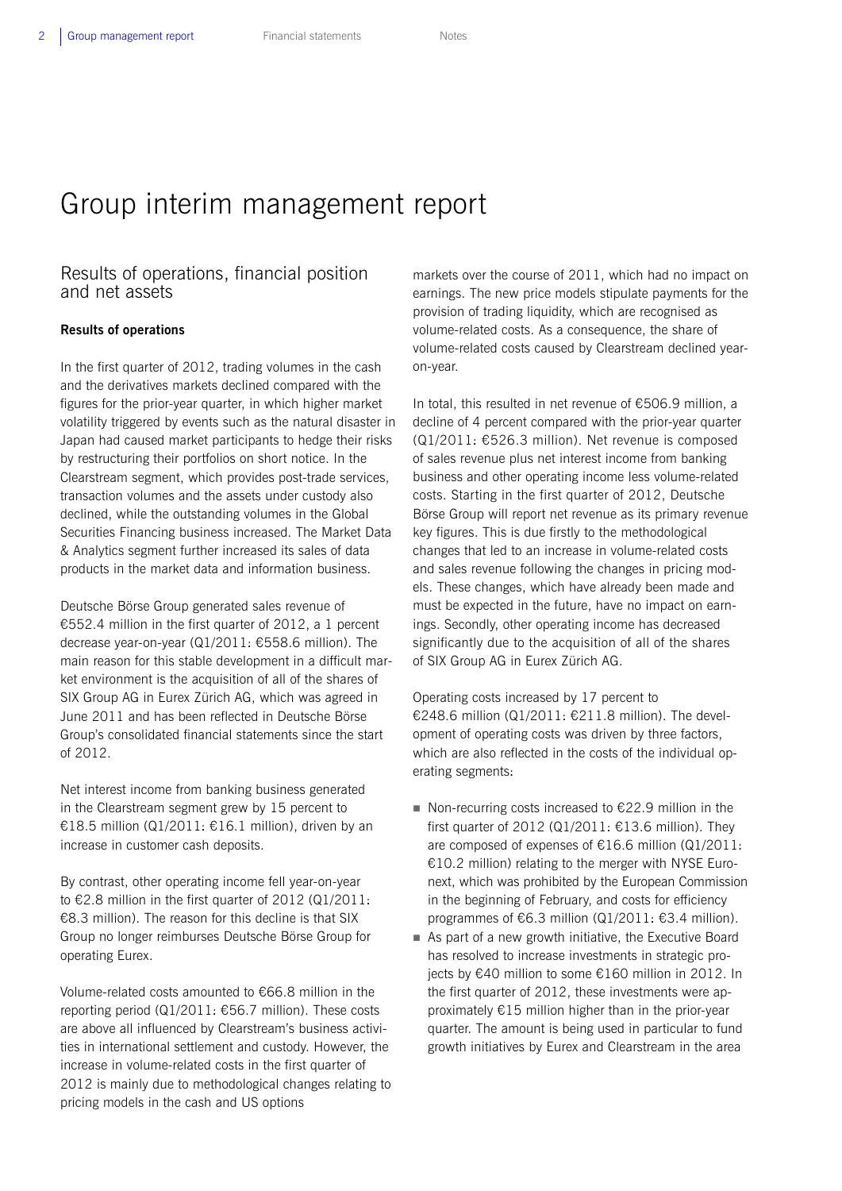# Group interim management report

## Results of operations, financial position and net assets

### Results of operations

In the first quarter of 2012, trading volumes in the cash and the derivatives markets declined compared with the figures for the prior-year quarter, in which higher market volatility triggered by events such as the natural disaster in Japan had caused market participants to hedge their risks by restructuring their portfolios on short notice. In the Clearstream segment, which provides post-trade services, transaction volumes and the assets under custody also declined, while the outstanding volumes in the Global Securities Financing business increased. The Market Data & Analytics segment further increased its sales of data products in the market data and information business.

Deutsche Börse Group generated sales revenue of €552.4 million in the first quarter of 2012, a 1 percent decrease year-on-year (Q1/2011: €558.6 million). The main reason for this stable development in a difficult market environment is the acquisition of all of the shares of SIX Group AG in Eurex Zürich AG, which was agreed in June 2011 and has been reflected in Deutsche Börse Group's consolidated financial statements since the start of 2012.

Net interest income from banking business generated in the Clearstream segment grew by 15 percent to €18.5 million (Q1/2011: €16.1 million), driven by an increase in customer cash deposits.

By contrast, other operating income fell year-on-year to €2.8 million in the first quarter of 2012 (Q1/2011: €8.3 million). The reason for this decline is that SIX Group no longer reimburses Deutsche Börse Group for operating Eurex.

Volume-related costs amounted to €66.8 million in the reporting period (Q1/2011: €56.7 million). These costs are above all influenced by Clearstream's business activities in international settlement and custody. However, the increase in volume-related costs in the first quarter of 2012 is mainly due to methodological changes relating to pricing models in the cash and US options markets over the course of 2011, which had no impact on earnings. The new price models stipulate payments for the provision of trading liquidity, which are recognised as volume-related costs. As a consequence, the share of volume-related costs caused by Clearstream declined year-on-year.

In total, this resulted in net revenue of €506.9 million, a decline of 4 percent compared with the prior-year quarter (Q1/2011: €526.3 million). Net revenue is composed of sales revenue plus net interest income from banking business and other operating income less volume-related costs. Starting in the first quarter of 2012, Deutsche Börse Group will report net revenue as its primary revenue key figures. This is due firstly to the methodological changes that led to an increase in volume-related costs and sales revenue following the changes in pricing models. These changes, which have already been made and must be expected in the future, have no impact on earnings. Secondly, other operating income has decreased significantly due to the acquisition of all of the shares of SIX Group AG in Eurex Zürich AG.

Operating costs increased by 17 percent to €248.6 million (Q1/2011: €211.8 million). The development of operating costs was driven by three factors, which are also reflected in the costs of the individual operating segments:

- Non-recurring costs increased to €22.9 million in the first quarter of 2012 (Q1/2011: €13.6 million). They are composed of expenses of €16.6 million (Q1/2011: €10.2 million) relating to the merger with NYSE Euronext, which was prohibited by the European Commission in the beginning of February, and costs for efficiency programmes of €6.3 million (Q1/2011: €3.4 million).
- As part of a new growth initiative, the Executive Board has resolved to increase investments in strategic projects by €40 million to some €160 million in 2012. In the first quarter of 2012, these investments were approximately €15 million higher than in the prior-year quarter. The amount is being used in particular to fund growth initiatives by Eurex and Clearstream in the area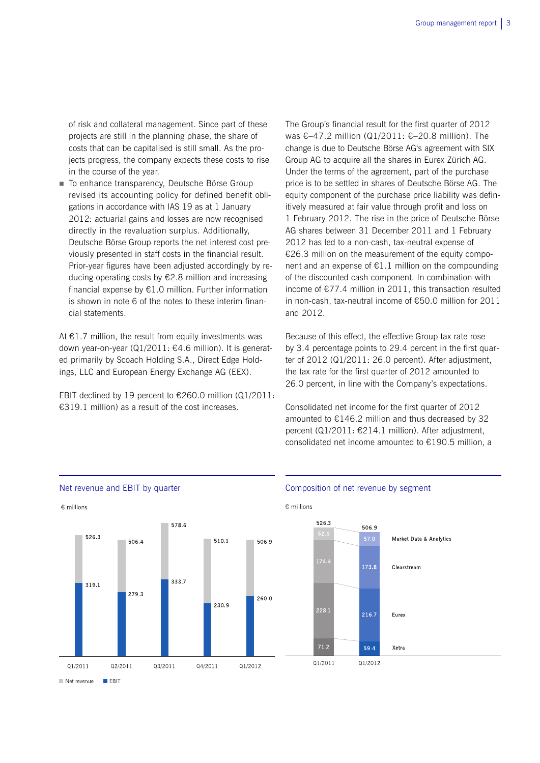of risk and collateral management. Since part of these projects are still in the planning phase, the share of costs that can be capitalised is still small. As the projects progress, the company expects these costs to rise in the course of the year.

- To enhance transparency, Deutsche Börse Group revised its accounting policy for defined benefit obligations in accordance with IAS 19 as at 1 January 2012: actuarial gains and losses are now recognised directly in the revaluation surplus. Additionally, Deutsche Börse Group reports the net interest cost previously presented in staff costs in the financial result. Prior-year figures have been adjusted accordingly by reducing operating costs by €2.8 million and increasing financial expense by €1.0 million. Further information is shown in note 6 of the notes to these interim financial statements.

At €1.7 million, the result from equity investments was down year-on-year (Q1/2011: €4.6 million). It is generated primarily by Scoach Holding S.A., Direct Edge Holdings, LLC and European Energy Exchange AG (EEX).

EBIT declined by 19 percent to €260.0 million (Q1/2011: €319.1 million) as a result of the cost increases.

The Group's financial result for the first quarter of 2012 was €–47.2 million (Q1/2011: €–20.8 million). The change is due to Deutsche Börse AG's agreement with SIX Group AG to acquire all the shares in Eurex Zürich AG. Under the terms of the agreement, part of the purchase price is to be settled in shares of Deutsche Börse AG. The equity component of the purchase price liability was definitively measured at fair value through profit and loss on 1 February 2012. The rise in the price of Deutsche Börse AG shares between 31 December 2011 and 1 February 2012 has led to a non-cash, tax-neutral expense of €26.3 million on the measurement of the equity component and an expense of €1.1 million on the compounding of the discounted cash component. In combination with income of €77.4 million in 2011, this transaction resulted in non-cash, tax-neutral income of €50.0 million for 2011 and 2012.

Because of this effect, the effective Group tax rate rose by 3.4 percentage points to 29.4 percent in the first quarter of 2012 (Q1/2011: 26.0 percent). After adjustment, the tax rate for the first quarter of 2012 amounted to 26.0 percent, in line with the Company's expectations.

Consolidated net income for the first quarter of 2012 amounted to €146.2 million and thus decreased by 32 percent (Q1/2011: €214.1 million). After adjustment, consolidated net income amounted to €190.5 million, a

**Net revenue and EBIT by quarter**

€ millions

| | Q1/2011 | Q2/2011 | Q3/2011 | Q4/2011 | Q1/2012 |
|---|---|---|---|---|---|
| Net revenue | 526.3 | 506.4 | 578.6 | 510.1 | 506.9 |
| EBIT | 319.1 | 279.3 | 333.7 | 230.9 | 260.0 |

**Composition of net revenue by segment**

€ millions

| | Q1/2011 | Q1/2012 |
|---|---|---|
| Market Data & Analytics | 52.6 | 57.0 |
| Clearstream | 174.4 | 173.8 |
| Eurex | 228.1 | 216.7 |
| Xetra | 71.2 | 59.4 |
| Total | 526.3 | 506.9 |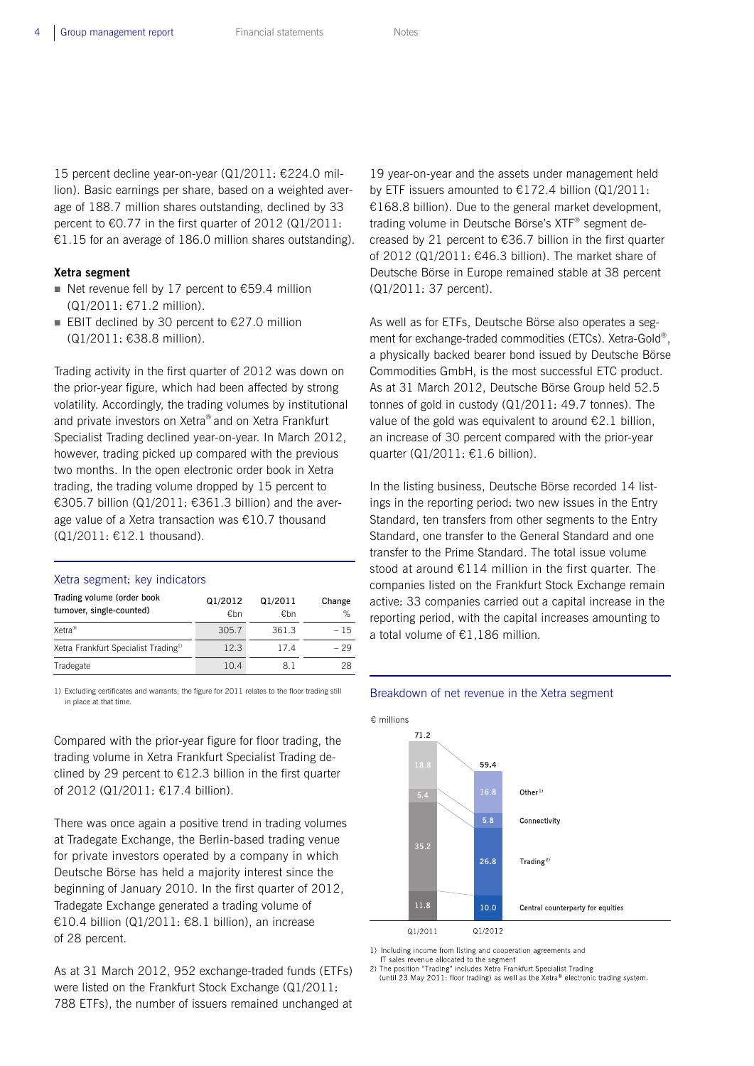15 percent decline year-on-year (Q1/2011: €224.0 million). Basic earnings per share, based on a weighted average of 188.7 million shares outstanding, declined by 33 percent to €0.77 in the first quarter of 2012 (Q1/2011: €1.15 for an average of 186.0 million shares outstanding).

**Xetra segment**

- Net revenue fell by 17 percent to €59.4 million (Q1/2011: €71.2 million).
- EBIT declined by 30 percent to €27.0 million (Q1/2011: €38.8 million).

Trading activity in the first quarter of 2012 was down on the prior-year figure, which had been affected by strong volatility. Accordingly, the trading volumes by institutional and private investors on Xetra® and on Xetra Frankfurt Specialist Trading declined year-on-year. In March 2012, however, trading picked up compared with the previous two months. In the open electronic order book in Xetra trading, the trading volume dropped by 15 percent to €305.7 billion (Q1/2011: €361.3 billion) and the average value of a Xetra transaction was €10.7 thousand (Q1/2011: €12.1 thousand).

Xetra segment: key indicators

| Trading volume (order book turnover, single-counted) | Q1/2012 €bn | Q1/2011 €bn | Change % |
|---|---|---|---|
| Xetra® | 305.7 | 361.3 | – 15 |
| Xetra Frankfurt Specialist Trading[1] | 12.3 | 17.4 | – 29 |
| Tradegate | 10.4 | 8.1 | 28 |

1) Excluding certificates and warrants; the figure for 2011 relates to the floor trading still in place at that time.

Compared with the prior-year figure for floor trading, the trading volume in Xetra Frankfurt Specialist Trading declined by 29 percent to €12.3 billion in the first quarter of 2012 (Q1/2011: €17.4 billion).

There was once again a positive trend in trading volumes at Tradegate Exchange, the Berlin-based trading venue for private investors operated by a company in which Deutsche Börse has held a majority interest since the beginning of January 2010. In the first quarter of 2012, Tradegate Exchange generated a trading volume of €10.4 billion (Q1/2011: €8.1 billion), an increase of 28 percent.

As at 31 March 2012, 952 exchange-traded funds (ETFs) were listed on the Frankfurt Stock Exchange (Q1/2011: 788 ETFs), the number of issuers remained unchanged at 19 year-on-year and the assets under management held by ETF issuers amounted to €172.4 billion (Q1/2011: €168.8 billion). Due to the general market development, trading volume in Deutsche Börse's XTF® segment decreased by 21 percent to €36.7 billion in the first quarter of 2012 (Q1/2011: €46.3 billion). The market share of Deutsche Börse in Europe remained stable at 38 percent (Q1/2011: 37 percent).

As well as for ETFs, Deutsche Börse also operates a segment for exchange-traded commodities (ETCs). Xetra-Gold®, a physically backed bearer bond issued by Deutsche Börse Commodities GmbH, is the most successful ETC product. As at 31 March 2012, Deutsche Börse Group held 52.5 tonnes of gold in custody (Q1/2011: 49.7 tonnes). The value of the gold was equivalent to around €2.1 billion, an increase of 30 percent compared with the prior-year quarter (Q1/2011: €1.6 billion).

In the listing business, Deutsche Börse recorded 14 listings in the reporting period: two new issues in the Entry Standard, ten transfers from other segments to the Entry Standard, one transfer to the General Standard and one transfer to the Prime Standard. The total issue volume stood at around €114 million in the first quarter. The companies listed on the Frankfurt Stock Exchange remain active: 33 companies carried out a capital increase in the reporting period, with the capital increases amounting to a total volume of €1,186 million.

Breakdown of net revenue in the Xetra segment

€ millions

| | Q1/2011 | Q1/2012 |
|---|---|---|
| Other[1] | 18.8 | 16.8 |
| Connectivity | 5.4 | 5.8 |
| Trading[2] | 35.2 | 26.8 |
| Central counterparty for equities | 11.8 | 10.0 |
| Total | 71.2 | 59.4 |

1) Including income from listing and cooperation agreements and IT sales revenue allocated to the segment
2) The position "Trading" includes Xetra Frankfurt Specialist Trading (until 23 May 2011: floor trading) as well as the Xetra® electronic trading system.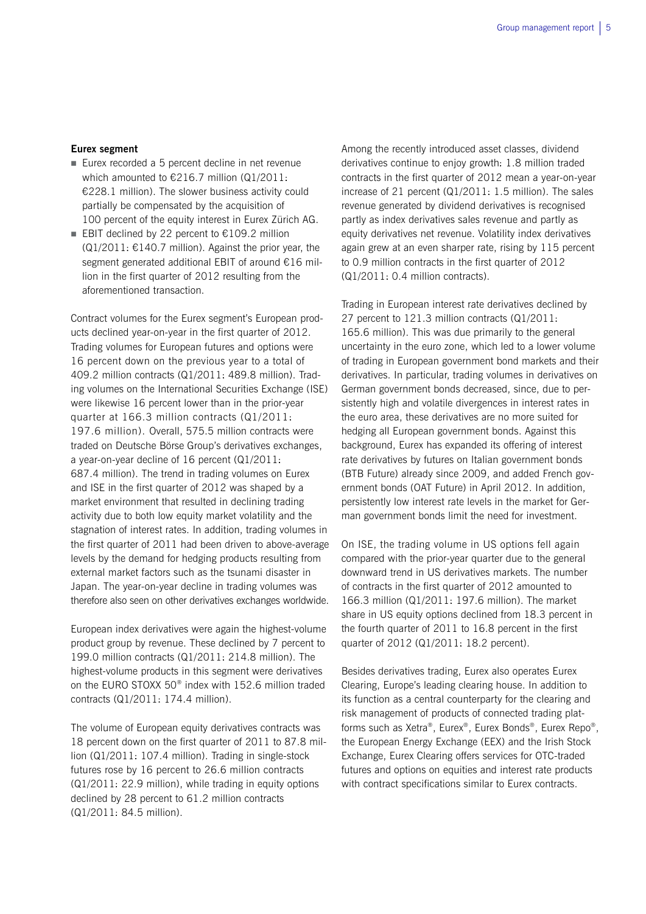**Eurex segment**

- Eurex recorded a 5 percent decline in net revenue which amounted to €216.7 million (Q1/2011: €228.1 million). The slower business activity could partially be compensated by the acquisition of 100 percent of the equity interest in Eurex Zürich AG.
- EBIT declined by 22 percent to €109.2 million (Q1/2011: €140.7 million). Against the prior year, the segment generated additional EBIT of around €16 million in the first quarter of 2012 resulting from the aforementioned transaction.

Contract volumes for the Eurex segment's European products declined year-on-year in the first quarter of 2012. Trading volumes for European futures and options were 16 percent down on the previous year to a total of 409.2 million contracts (Q1/2011: 489.8 million). Trading volumes on the International Securities Exchange (ISE) were likewise 16 percent lower than in the prior-year quarter at 166.3 million contracts (Q1/2011: 197.6 million). Overall, 575.5 million contracts were traded on Deutsche Börse Group's derivatives exchanges, a year-on-year decline of 16 percent (Q1/2011: 687.4 million). The trend in trading volumes on Eurex and ISE in the first quarter of 2012 was shaped by a market environment that resulted in declining trading activity due to both low equity market volatility and the stagnation of interest rates. In addition, trading volumes in the first quarter of 2011 had been driven to above-average levels by the demand for hedging products resulting from external market factors such as the tsunami disaster in Japan. The year-on-year decline in trading volumes was therefore also seen on other derivatives exchanges worldwide.

European index derivatives were again the highest-volume product group by revenue. These declined by 7 percent to 199.0 million contracts (Q1/2011: 214.8 million). The highest-volume products in this segment were derivatives on the EURO STOXX 50® index with 152.6 million traded contracts (Q1/2011: 174.4 million).

The volume of European equity derivatives contracts was 18 percent down on the first quarter of 2011 to 87.8 million (Q1/2011: 107.4 million). Trading in single-stock futures rose by 16 percent to 26.6 million contracts (Q1/2011: 22.9 million), while trading in equity options declined by 28 percent to 61.2 million contracts (Q1/2011: 84.5 million).

Among the recently introduced asset classes, dividend derivatives continue to enjoy growth: 1.8 million traded contracts in the first quarter of 2012 mean a year-on-year increase of 21 percent (Q1/2011: 1.5 million). The sales revenue generated by dividend derivatives is recognised partly as index derivatives sales revenue and partly as equity derivatives net revenue. Volatility index derivatives again grew at an even sharper rate, rising by 115 percent to 0.9 million contracts in the first quarter of 2012 (Q1/2011: 0.4 million contracts).

Trading in European interest rate derivatives declined by 27 percent to 121.3 million contracts (Q1/2011: 165.6 million). This was due primarily to the general uncertainty in the euro zone, which led to a lower volume of trading in European government bond markets and their derivatives. In particular, trading volumes in derivatives on German government bonds decreased, since, due to persistently high and volatile divergences in interest rates in the euro area, these derivatives are no more suited for hedging all European government bonds. Against this background, Eurex has expanded its offering of interest rate derivatives by futures on Italian government bonds (BTB Future) already since 2009, and added French government bonds (OAT Future) in April 2012. In addition, persistently low interest rate levels in the market for German government bonds limit the need for investment.

On ISE, the trading volume in US options fell again compared with the prior-year quarter due to the general downward trend in US derivatives markets. The number of contracts in the first quarter of 2012 amounted to 166.3 million (Q1/2011: 197.6 million). The market share in US equity options declined from 18.3 percent in the fourth quarter of 2011 to 16.8 percent in the first quarter of 2012 (Q1/2011: 18.2 percent).

Besides derivatives trading, Eurex also operates Eurex Clearing, Europe's leading clearing house. In addition to its function as a central counterparty for the clearing and risk management of products of connected trading platforms such as Xetra®, Eurex®, Eurex Bonds®, Eurex Repo®, the European Energy Exchange (EEX) and the Irish Stock Exchange, Eurex Clearing offers services for OTC-traded futures and options on equities and interest rate products with contract specifications similar to Eurex contracts.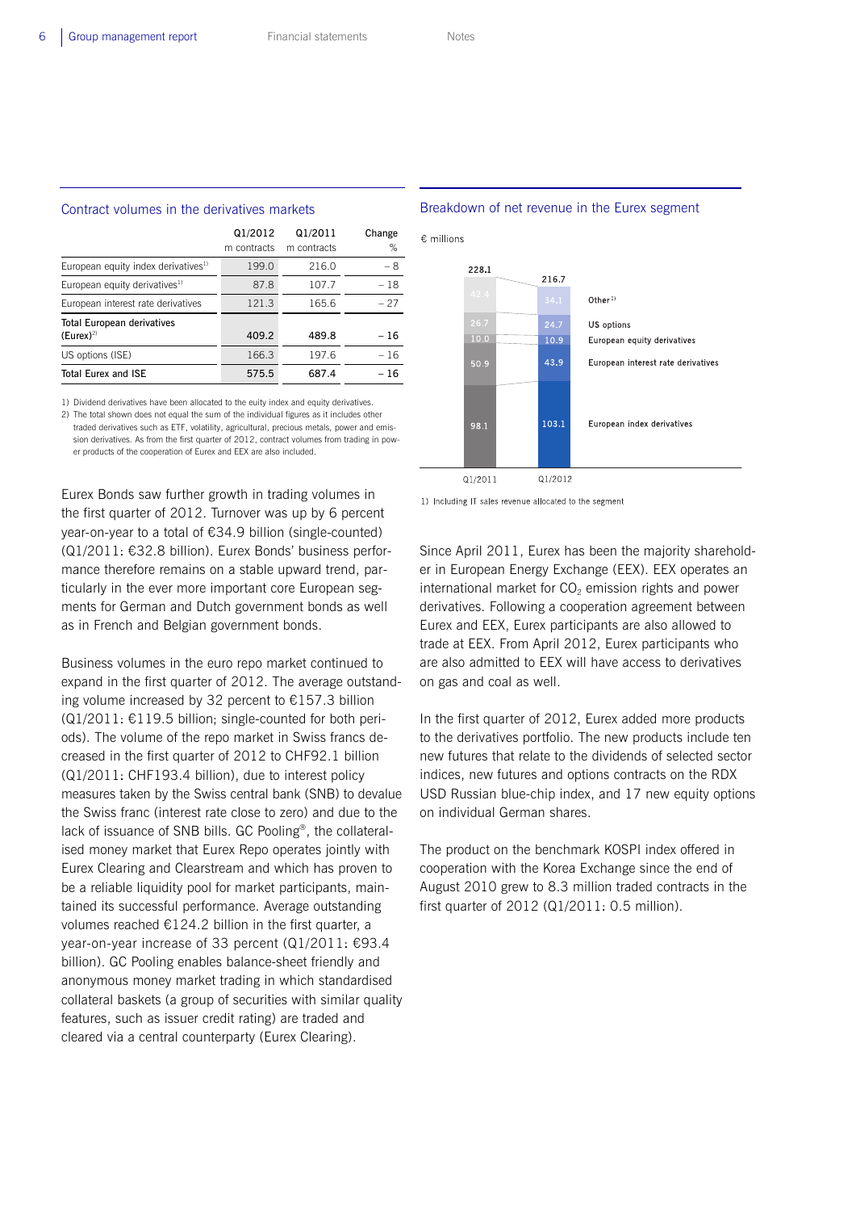## Contract volumes in the derivatives markets

| | Q1/2012 m contracts | Q1/2011 m contracts | Change % |
|---|---|---|---|
| European equity index derivatives[1] | 199.0 | 216.0 | – 8 |
| European equity derivatives[1] | 87.8 | 107.7 | – 18 |
| European interest rate derivatives | 121.3 | 165.6 | – 27 |
| **Total European derivatives (Eurex)[2]** | **409.2** | **489.8** | **– 16** |
| US options (ISE) | 166.3 | 197.6 | – 16 |
| **Total Eurex and ISE** | **575.5** | **687.4** | **– 16** |

1) Dividend derivatives have been allocated to the euity index and equity derivatives.
2) The total shown does not equal the sum of the individual figures as it includes other traded derivatives such as ETF, volatility, agricultural, precious metals, power and emission derivatives. As from the first quarter of 2012, contract volumes from trading in power products of the cooperation of Eurex and EEX are also included.

Eurex Bonds saw further growth in trading volumes in the first quarter of 2012. Turnover was up by 6 percent year-on-year to a total of €34.9 billion (single-counted) (Q1/2011: €32.8 billion). Eurex Bonds' business performance therefore remains on a stable upward trend, particularly in the ever more important core European segments for German and Dutch government bonds as well as in French and Belgian government bonds.

Business volumes in the euro repo market continued to expand in the first quarter of 2012. The average outstanding volume increased by 32 percent to €157.3 billion (Q1/2011: €119.5 billion; single-counted for both periods). The volume of the repo market in Swiss francs decreased in the first quarter of 2012 to CHF92.1 billion (Q1/2011: CHF193.4 billion), due to interest policy measures taken by the Swiss central bank (SNB) to devalue the Swiss franc (interest rate close to zero) and due to the lack of issuance of SNB bills. GC Pooling®, the collateralised money market that Eurex Repo operates jointly with Eurex Clearing and Clearstream and which has proven to be a reliable liquidity pool for market participants, maintained its successful performance. Average outstanding volumes reached €124.2 billion in the first quarter, a year-on-year increase of 33 percent (Q1/2011: €93.4 billion). GC Pooling enables balance-sheet friendly and anonymous money market trading in which standardised collateral baskets (a group of securities with similar quality features, such as issuer credit rating) are traded and cleared via a central counterparty (Eurex Clearing).

## Breakdown of net revenue in the Eurex segment

€ millions

| | Q1/2011 | Q1/2012 |
|---|---|---|
| Other[1] | 42.4 | 34.1 |
| US options | 26.7 | 24.7 |
| European equity derivatives | 10.0 | 10.9 |
| European interest rate derivatives | 50.9 | 43.9 |
| European index derivatives | 98.1 | 103.1 |
| **Total** | **228.1** | **216.7** |

1) Including IT sales revenue allocated to the segment

Since April 2011, Eurex has been the majority shareholder in European Energy Exchange (EEX). EEX operates an international market for $CO_2$ emission rights and power derivatives. Following a cooperation agreement between Eurex and EEX, Eurex participants are also allowed to trade at EEX. From April 2012, Eurex participants who are also admitted to EEX will have access to derivatives on gas and coal as well.

In the first quarter of 2012, Eurex added more products to the derivatives portfolio. The new products include ten new futures that relate to the dividends of selected sector indices, new futures and options contracts on the RDX USD Russian blue-chip index, and 17 new equity options on individual German shares.

The product on the benchmark KOSPI index offered in cooperation with the Korea Exchange since the end of August 2010 grew to 8.3 million traded contracts in the first quarter of 2012 (Q1/2011: 0.5 million).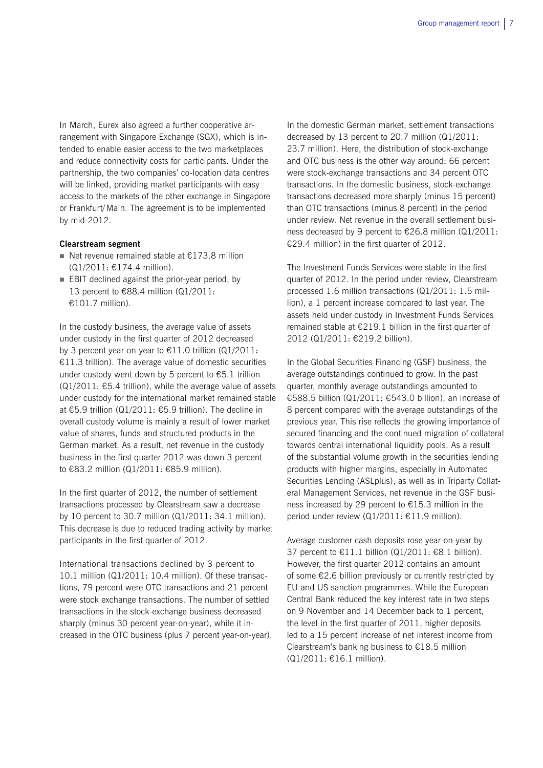In March, Eurex also agreed a further cooperative arrangement with Singapore Exchange (SGX), which is intended to enable easier access to the two marketplaces and reduce connectivity costs for participants. Under the partnership, the two companies' co-location data centres will be linked, providing market participants with easy access to the markets of the other exchange in Singapore or Frankfurt/Main. The agreement is to be implemented by mid-2012.

**Clearstream segment**

- Net revenue remained stable at €173.8 million (Q1/2011: €174.4 million).
- EBIT declined against the prior-year period, by 13 percent to €88.4 million (Q1/2011: €101.7 million).

In the custody business, the average value of assets under custody in the first quarter of 2012 decreased by 3 percent year-on-year to €11.0 trillion (Q1/2011: €11.3 trillion). The average value of domestic securities under custody went down by 5 percent to €5.1 trillion (Q1/2011: €5.4 trillion), while the average value of assets under custody for the international market remained stable at €5.9 trillion (Q1/2011: €5.9 trillion). The decline in overall custody volume is mainly a result of lower market value of shares, funds and structured products in the German market. As a result, net revenue in the custody business in the first quarter 2012 was down 3 percent to €83.2 million (Q1/2011: €85.9 million).

In the first quarter of 2012, the number of settlement transactions processed by Clearstream saw a decrease by 10 percent to 30.7 million (Q1/2011: 34.1 million). This decrease is due to reduced trading activity by market participants in the first quarter of 2012.

International transactions declined by 3 percent to 10.1 million (Q1/2011: 10.4 million). Of these transactions, 79 percent were OTC transactions and 21 percent were stock exchange transactions. The number of settled transactions in the stock-exchange business decreased sharply (minus 30 percent year-on-year), while it increased in the OTC business (plus 7 percent year-on-year).

In the domestic German market, settlement transactions decreased by 13 percent to 20.7 million (Q1/2011: 23.7 million). Here, the distribution of stock-exchange and OTC business is the other way around: 66 percent were stock-exchange transactions and 34 percent OTC transactions. In the domestic business, stock-exchange transactions decreased more sharply (minus 15 percent) than OTC transactions (minus 8 percent) in the period under review. Net revenue in the overall settlement business decreased by 9 percent to €26.8 million (Q1/2011: €29.4 million) in the first quarter of 2012.

The Investment Funds Services were stable in the first quarter of 2012. In the period under review, Clearstream processed 1.6 million transactions (Q1/2011: 1.5 million), a 1 percent increase compared to last year. The assets held under custody in Investment Funds Services remained stable at €219.1 billion in the first quarter of 2012 (Q1/2011: €219.2 billion).

In the Global Securities Financing (GSF) business, the average outstandings continued to grow. In the past quarter, monthly average outstandings amounted to €588.5 billion (Q1/2011: €543.0 billion), an increase of 8 percent compared with the average outstandings of the previous year. This rise reflects the growing importance of secured financing and the continued migration of collateral towards central international liquidity pools. As a result of the substantial volume growth in the securities lending products with higher margins, especially in Automated Securities Lending (ASLplus), as well as in Triparty Collateral Management Services, net revenue in the GSF business increased by 29 percent to €15.3 million in the period under review (Q1/2011: €11.9 million).

Average customer cash deposits rose year-on-year by 37 percent to €11.1 billion (Q1/2011: €8.1 billion). However, the first quarter 2012 contains an amount of some €2.6 billion previously or currently restricted by EU and US sanction programmes. While the European Central Bank reduced the key interest rate in two steps on 9 November and 14 December back to 1 percent, the level in the first quarter of 2011, higher deposits led to a 15 percent increase of net interest income from Clearstream's banking business to €18.5 million (Q1/2011: €16.1 million).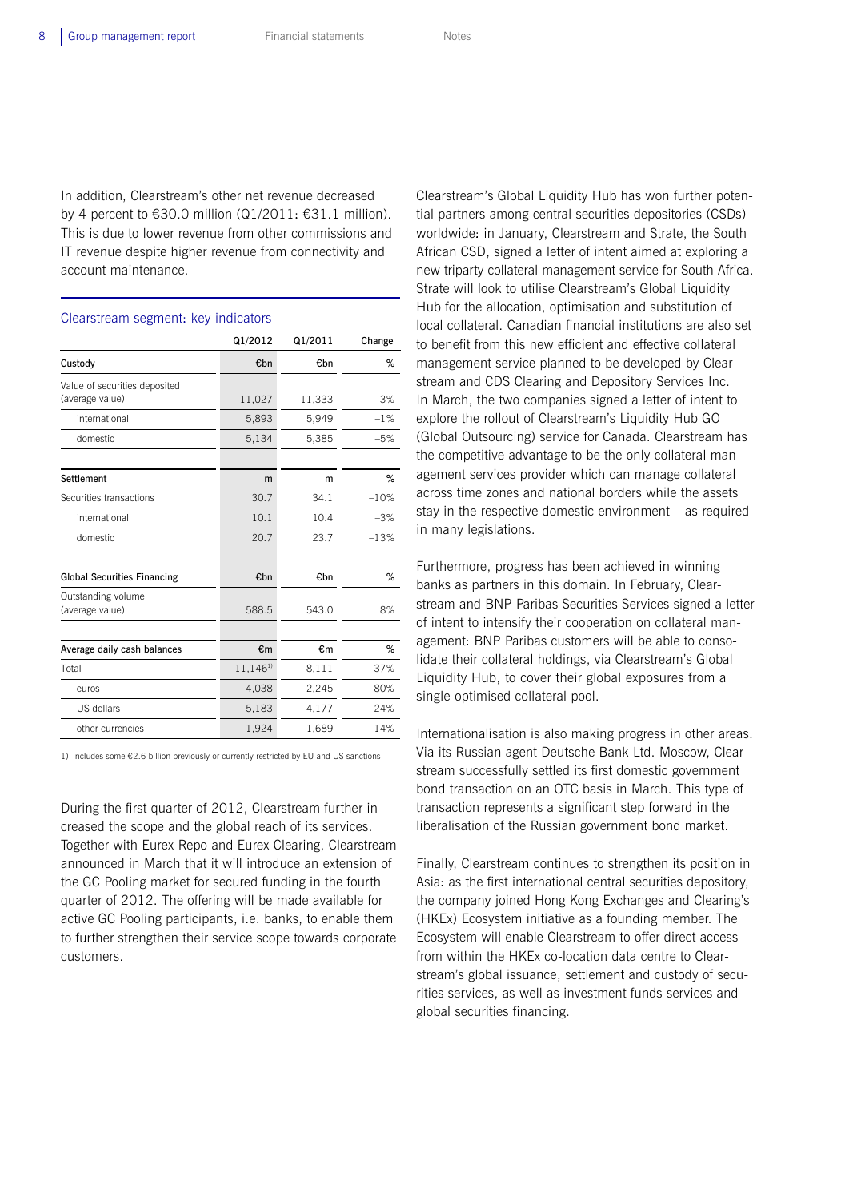In addition, Clearstream's other net revenue decreased by 4 percent to €30.0 million (Q1/2011: €31.1 million). This is due to lower revenue from other commissions and IT revenue despite higher revenue from connectivity and account maintenance.

### Clearstream segment: key indicators

| | Q1/2012 | Q1/2011 | Change |
|---|---|---|---|
| **Custody** | €bn | €bn | % |
| Value of securities deposited (average value) | 11,027 | 11,333 | –3% |
| international | 5,893 | 5,949 | –1% |
| domestic | 5,134 | 5,385 | –5% |
| | | | |
| **Settlement** | m | m | % |
| Securities transactions | 30.7 | 34.1 | –10% |
| international | 10.1 | 10.4 | –3% |
| domestic | 20.7 | 23.7 | –13% |
| | | | |
| **Global Securities Financing** | €bn | €bn | % |
| Outstanding volume (average value) | 588.5 | 543.0 | 8% |
| | | | |
| **Average daily cash balances** | €m | €m | % |
| Total | 11,146[1] | 8,111 | 37% |
| euros | 4,038 | 2,245 | 80% |
| US dollars | 5,183 | 4,177 | 24% |
| other currencies | 1,924 | 1,689 | 14% |

1) Includes some €2.6 billion previously or currently restricted by EU and US sanctions

During the first quarter of 2012, Clearstream further increased the scope and the global reach of its services. Together with Eurex Repo and Eurex Clearing, Clearstream announced in March that it will introduce an extension of the GC Pooling market for secured funding in the fourth quarter of 2012. The offering will be made available for active GC Pooling participants, i.e. banks, to enable them to further strengthen their service scope towards corporate customers.

Clearstream's Global Liquidity Hub has won further potential partners among central securities depositories (CSDs) worldwide: in January, Clearstream and Strate, the South African CSD, signed a letter of intent aimed at exploring a new triparty collateral management service for South Africa. Strate will look to utilise Clearstream's Global Liquidity Hub for the allocation, optimisation and substitution of local collateral. Canadian financial institutions are also set to benefit from this new efficient and effective collateral management service planned to be developed by Clearstream and CDS Clearing and Depository Services Inc. In March, the two companies signed a letter of intent to explore the rollout of Clearstream's Liquidity Hub GO (Global Outsourcing) service for Canada. Clearstream has the competitive advantage to be the only collateral management services provider which can manage collateral across time zones and national borders while the assets stay in the respective domestic environment – as required in many legislations.

Furthermore, progress has been achieved in winning banks as partners in this domain. In February, Clearstream and BNP Paribas Securities Services signed a letter of intent to intensify their cooperation on collateral management: BNP Paribas customers will be able to consolidate their collateral holdings, via Clearstream's Global Liquidity Hub, to cover their global exposures from a single optimised collateral pool.

Internationalisation is also making progress in other areas. Via its Russian agent Deutsche Bank Ltd. Moscow, Clearstream successfully settled its first domestic government bond transaction on an OTC basis in March. This type of transaction represents a significant step forward in the liberalisation of the Russian government bond market.

Finally, Clearstream continues to strengthen its position in Asia: as the first international central securities depository, the company joined Hong Kong Exchanges and Clearing's (HKEx) Ecosystem initiative as a founding member. The Ecosystem will enable Clearstream to offer direct access from within the HKEx co-location data centre to Clearstream's global issuance, settlement and custody of securities services, as well as investment funds services and global securities financing.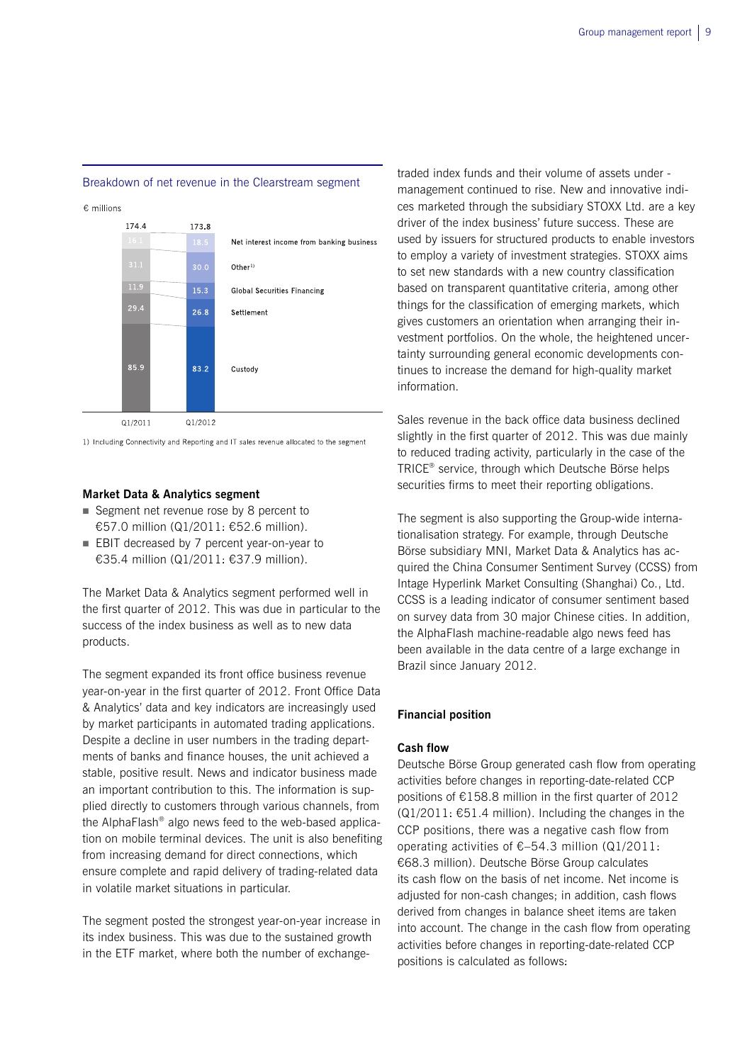### Breakdown of net revenue in the Clearstream segment

€ millions

| | Q1/2011 | Q1/2012 |
|---|---|---|
| Net interest income from banking business | 16.1 | 18.5 |
| Other[1] | 31.1 | 30.0 |
| Global Securities Financing | 11.9 | 15.3 |
| Settlement | 29.4 | 26.8 |
| Custody | 85.9 | 83.2 |
| Total | 174.4 | 173.8 |

1) Including Connectivity and Reporting and IT sales revenue allocated to the segment

**Market Data & Analytics segment**

- Segment net revenue rose by 8 percent to €57.0 million (Q1/2011: €52.6 million).
- EBIT decreased by 7 percent year-on-year to €35.4 million (Q1/2011: €37.9 million).

The Market Data & Analytics segment performed well in the first quarter of 2012. This was due in particular to the success of the index business as well as to new data products.

The segment expanded its front office business revenue year-on-year in the first quarter of 2012. Front Office Data & Analytics' data and key indicators are increasingly used by market participants in automated trading applications. Despite a decline in user numbers in the trading departments of banks and finance houses, the unit achieved a stable, positive result. News and indicator business made an important contribution to this. The information is supplied directly to customers through various channels, from the AlphaFlash® algo news feed to the web-based application on mobile terminal devices. The unit is also benefiting from increasing demand for direct connections, which ensure complete and rapid delivery of trading-related data in volatile market situations in particular.

The segment posted the strongest year-on-year increase in its index business. This was due to the sustained growth in the ETF market, where both the number of exchange-traded index funds and their volume of assets under management continued to rise. New and innovative indices marketed through the subsidiary STOXX Ltd. are a key driver of the index business' future success. These are used by issuers for structured products to enable investors to employ a variety of investment strategies. STOXX aims to set new standards with a new country classification based on transparent quantitative criteria, among other things for the classification of emerging markets, which gives customers an orientation when arranging their investment portfolios. On the whole, the heightened uncertainty surrounding general economic developments continues to increase the demand for high-quality market information.

Sales revenue in the back office data business declined slightly in the first quarter of 2012. This was due mainly to reduced trading activity, particularly in the case of the TRICE® service, through which Deutsche Börse helps securities firms to meet their reporting obligations.

The segment is also supporting the Group-wide internationalisation strategy. For example, through Deutsche Börse subsidiary MNI, Market Data & Analytics has acquired the China Consumer Sentiment Survey (CCSS) from Intage Hyperlink Market Consulting (Shanghai) Co., Ltd. CCSS is a leading indicator of consumer sentiment based on survey data from 30 major Chinese cities. In addition, the AlphaFlash machine-readable algo news feed has been available in the data centre of a large exchange in Brazil since January 2012.

## Financial position

### Cash flow

Deutsche Börse Group generated cash flow from operating activities before changes in reporting-date-related CCP positions of €158.8 million in the first quarter of 2012 (Q1/2011: €51.4 million). Including the changes in the CCP positions, there was a negative cash flow from operating activities of €–54.3 million (Q1/2011: €68.3 million). Deutsche Börse Group calculates its cash flow on the basis of net income. Net income is adjusted for non-cash changes; in addition, cash flows derived from changes in balance sheet items are taken into account. The change in the cash flow from operating activities before changes in reporting-date-related CCP positions is calculated as follows: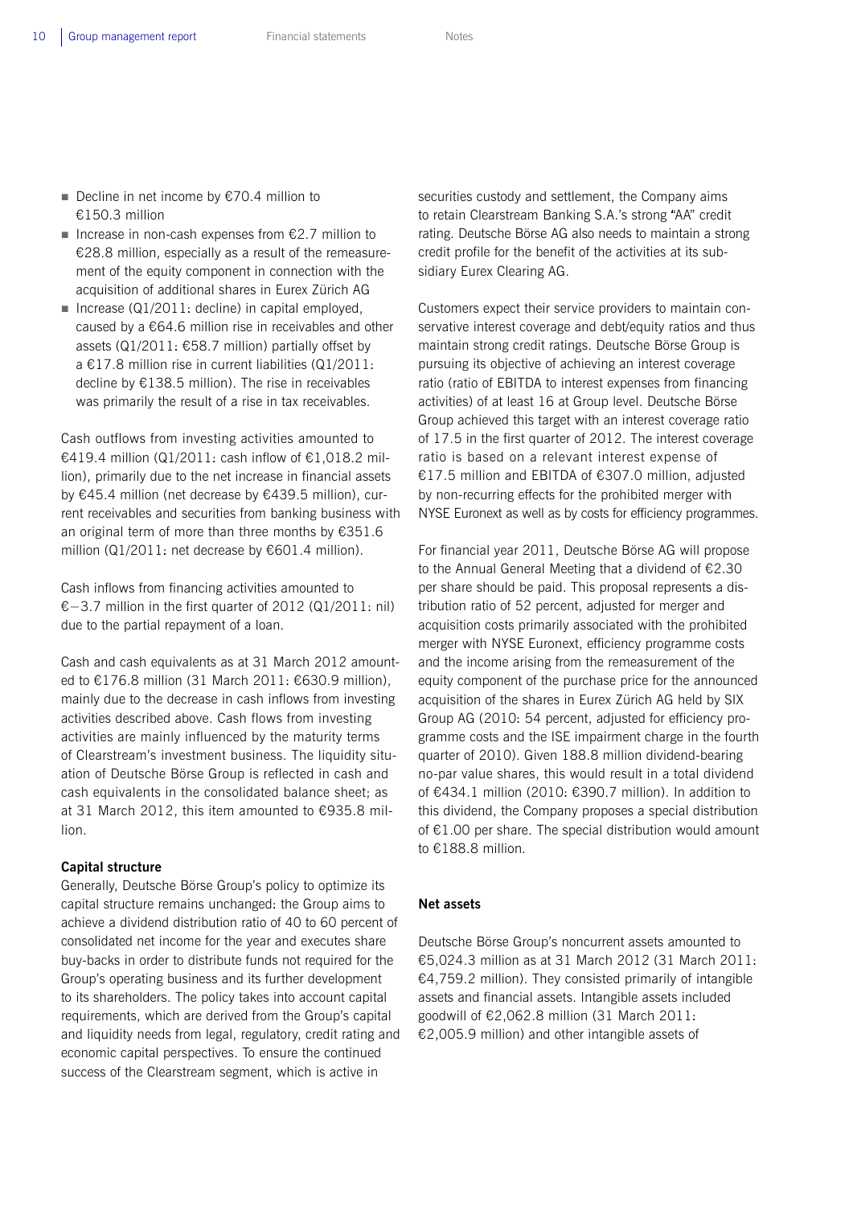- Decline in net income by €70.4 million to €150.3 million
- Increase in non-cash expenses from €2.7 million to €28.8 million, especially as a result of the remeasurement of the equity component in connection with the acquisition of additional shares in Eurex Zürich AG
- Increase (Q1/2011: decline) in capital employed, caused by a €64.6 million rise in receivables and other assets (Q1/2011: €58.7 million) partially offset by a €17.8 million rise in current liabilities (Q1/2011: decline by €138.5 million). The rise in receivables was primarily the result of a rise in tax receivables.

Cash outflows from investing activities amounted to €419.4 million (Q1/2011: cash inflow of €1,018.2 million), primarily due to the net increase in financial assets by €45.4 million (net decrease by €439.5 million), current receivables and securities from banking business with an original term of more than three months by €351.6 million (Q1/2011: net decrease by €601.4 million).

Cash inflows from financing activities amounted to €−3.7 million in the first quarter of 2012 (Q1/2011: nil) due to the partial repayment of a loan.

Cash and cash equivalents as at 31 March 2012 amounted to €176.8 million (31 March 2011: €630.9 million), mainly due to the decrease in cash inflows from investing activities described above. Cash flows from investing activities are mainly influenced by the maturity terms of Clearstream's investment business. The liquidity situation of Deutsche Börse Group is reflected in cash and cash equivalents in the consolidated balance sheet; as at 31 March 2012, this item amounted to €935.8 million.

**Capital structure**

Generally, Deutsche Börse Group's policy to optimize its capital structure remains unchanged: the Group aims to achieve a dividend distribution ratio of 40 to 60 percent of consolidated net income for the year and executes share buy-backs in order to distribute funds not required for the Group's operating business and its further development to its shareholders. The policy takes into account capital requirements, which are derived from the Group's capital and liquidity needs from legal, regulatory, credit rating and economic capital perspectives. To ensure the continued success of the Clearstream segment, which is active in securities custody and settlement, the Company aims to retain Clearstream Banking S.A.'s strong "AA" credit rating. Deutsche Börse AG also needs to maintain a strong credit profile for the benefit of the activities at its subsidiary Eurex Clearing AG.

Customers expect their service providers to maintain conservative interest coverage and debt/equity ratios and thus maintain strong credit ratings. Deutsche Börse Group is pursuing its objective of achieving an interest coverage ratio (ratio of EBITDA to interest expenses from financing activities) of at least 16 at Group level. Deutsche Börse Group achieved this target with an interest coverage ratio of 17.5 in the first quarter of 2012. The interest coverage ratio is based on a relevant interest expense of €17.5 million and EBITDA of €307.0 million, adjusted by non-recurring effects for the prohibited merger with NYSE Euronext as well as by costs for efficiency programmes.

For financial year 2011, Deutsche Börse AG will propose to the Annual General Meeting that a dividend of €2.30 per share should be paid. This proposal represents a distribution ratio of 52 percent, adjusted for merger and acquisition costs primarily associated with the prohibited merger with NYSE Euronext, efficiency programme costs and the income arising from the remeasurement of the equity component of the purchase price for the announced acquisition of the shares in Eurex Zürich AG held by SIX Group AG (2010: 54 percent, adjusted for efficiency programme costs and the ISE impairment charge in the fourth quarter of 2010). Given 188.8 million dividend-bearing no-par value shares, this would result in a total dividend of €434.1 million (2010: €390.7 million). In addition to this dividend, the Company proposes a special distribution of €1.00 per share. The special distribution would amount to €188.8 million.

**Net assets**

Deutsche Börse Group's noncurrent assets amounted to €5,024.3 million as at 31 March 2012 (31 March 2011: €4,759.2 million). They consisted primarily of intangible assets and financial assets. Intangible assets included goodwill of €2,062.8 million (31 March 2011: €2,005.9 million) and other intangible assets of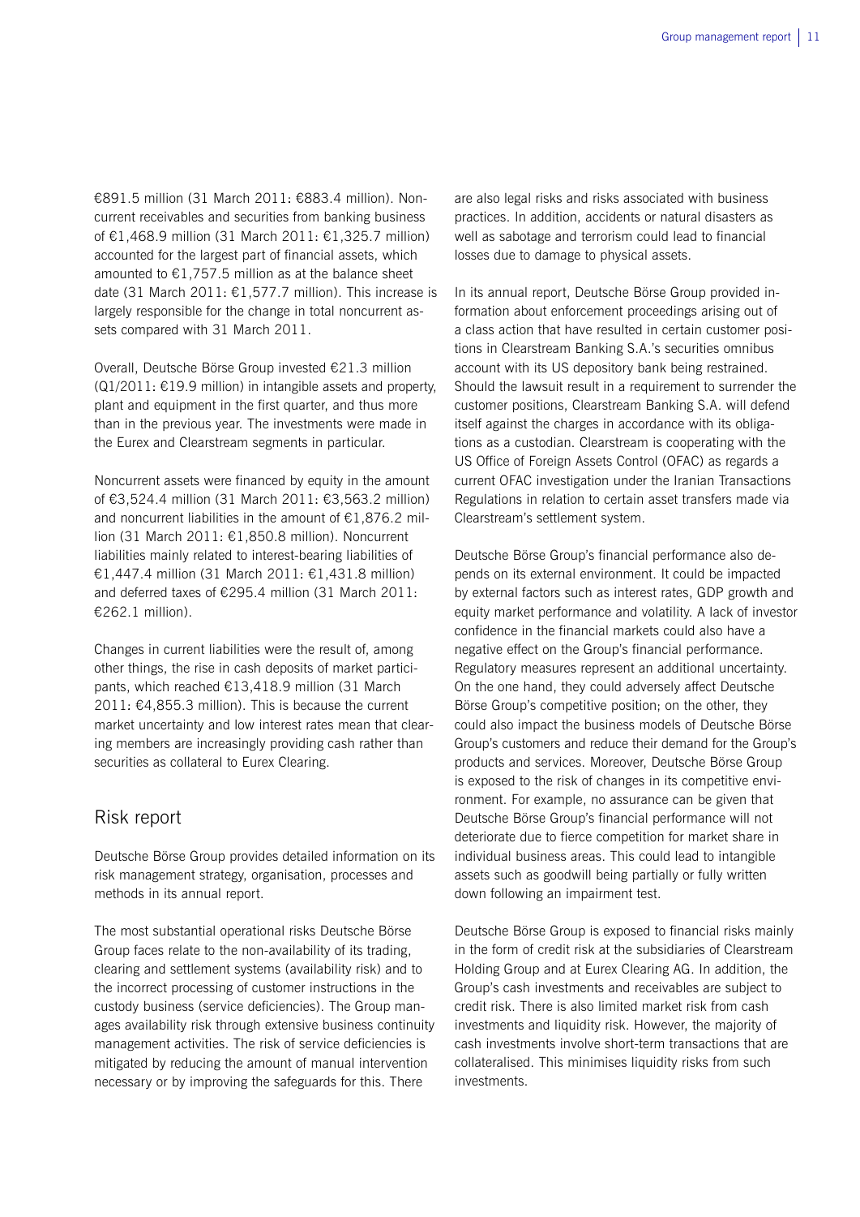€891.5 million (31 March 2011: €883.4 million). Noncurrent receivables and securities from banking business of €1,468.9 million (31 March 2011: €1,325.7 million) accounted for the largest part of financial assets, which amounted to €1,757.5 million as at the balance sheet date (31 March 2011: €1,577.7 million). This increase is largely responsible for the change in total noncurrent assets compared with 31 March 2011.

Overall, Deutsche Börse Group invested €21.3 million (Q1/2011: €19.9 million) in intangible assets and property, plant and equipment in the first quarter, and thus more than in the previous year. The investments were made in the Eurex and Clearstream segments in particular.

Noncurrent assets were financed by equity in the amount of €3,524.4 million (31 March 2011: €3,563.2 million) and noncurrent liabilities in the amount of €1,876.2 million (31 March 2011: €1,850.8 million). Noncurrent liabilities mainly related to interest-bearing liabilities of €1,447.4 million (31 March 2011: €1,431.8 million) and deferred taxes of €295.4 million (31 March 2011: €262.1 million).

Changes in current liabilities were the result of, among other things, the rise in cash deposits of market participants, which reached €13,418.9 million (31 March 2011: €4,855.3 million). This is because the current market uncertainty and low interest rates mean that clearing members are increasingly providing cash rather than securities as collateral to Eurex Clearing.

## Risk report

Deutsche Börse Group provides detailed information on its risk management strategy, organisation, processes and methods in its annual report.

The most substantial operational risks Deutsche Börse Group faces relate to the non-availability of its trading, clearing and settlement systems (availability risk) and to the incorrect processing of customer instructions in the custody business (service deficiencies). The Group manages availability risk through extensive business continuity management activities. The risk of service deficiencies is mitigated by reducing the amount of manual intervention necessary or by improving the safeguards for this. There are also legal risks and risks associated with business practices. In addition, accidents or natural disasters as well as sabotage and terrorism could lead to financial losses due to damage to physical assets.

In its annual report, Deutsche Börse Group provided information about enforcement proceedings arising out of a class action that have resulted in certain customer positions in Clearstream Banking S.A.'s securities omnibus account with its US depository bank being restrained. Should the lawsuit result in a requirement to surrender the customer positions, Clearstream Banking S.A. will defend itself against the charges in accordance with its obligations as a custodian. Clearstream is cooperating with the US Office of Foreign Assets Control (OFAC) as regards a current OFAC investigation under the Iranian Transactions Regulations in relation to certain asset transfers made via Clearstream's settlement system.

Deutsche Börse Group's financial performance also depends on its external environment. It could be impacted by external factors such as interest rates, GDP growth and equity market performance and volatility. A lack of investor confidence in the financial markets could also have a negative effect on the Group's financial performance. Regulatory measures represent an additional uncertainty. On the one hand, they could adversely affect Deutsche Börse Group's competitive position; on the other, they could also impact the business models of Deutsche Börse Group's customers and reduce their demand for the Group's products and services. Moreover, Deutsche Börse Group is exposed to the risk of changes in its competitive environment. For example, no assurance can be given that Deutsche Börse Group's financial performance will not deteriorate due to fierce competition for market share in individual business areas. This could lead to intangible assets such as goodwill being partially or fully written down following an impairment test.

Deutsche Börse Group is exposed to financial risks mainly in the form of credit risk at the subsidiaries of Clearstream Holding Group and at Eurex Clearing AG. In addition, the Group's cash investments and receivables are subject to credit risk. There is also limited market risk from cash investments and liquidity risk. However, the majority of cash investments involve short-term transactions that are collateralised. This minimises liquidity risks from such investments.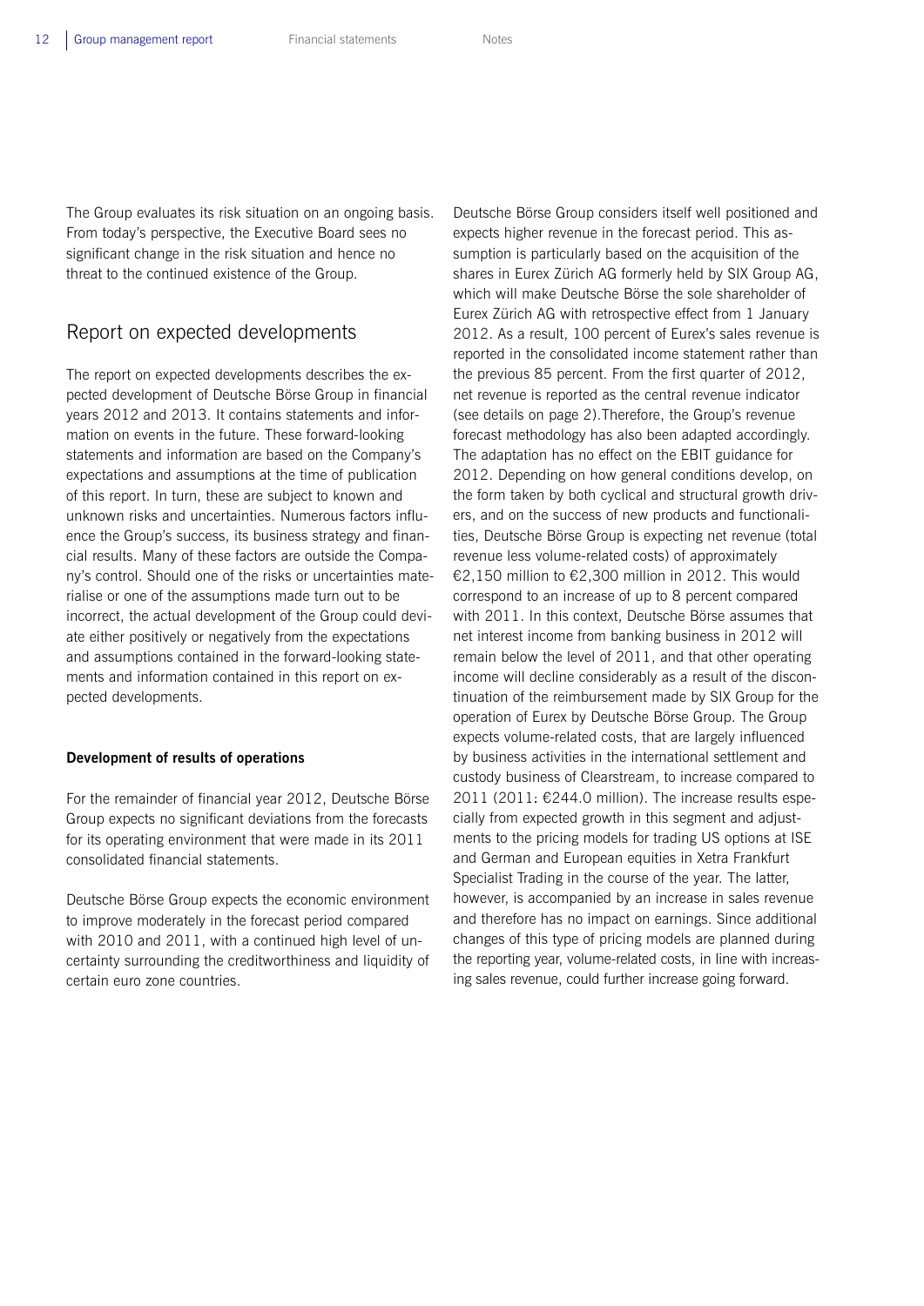The Group evaluates its risk situation on an ongoing basis. From today's perspective, the Executive Board sees no significant change in the risk situation and hence no threat to the continued existence of the Group.

## Report on expected developments

The report on expected developments describes the expected development of Deutsche Börse Group in financial years 2012 and 2013. It contains statements and information on events in the future. These forward-looking statements and information are based on the Company's expectations and assumptions at the time of publication of this report. In turn, these are subject to known and unknown risks and uncertainties. Numerous factors influence the Group's success, its business strategy and financial results. Many of these factors are outside the Company's control. Should one of the risks or uncertainties materialise or one of the assumptions made turn out to be incorrect, the actual development of the Group could deviate either positively or negatively from the expectations and assumptions contained in the forward-looking statements and information contained in this report on expected developments.

**Development of results of operations**

For the remainder of financial year 2012, Deutsche Börse Group expects no significant deviations from the forecasts for its operating environment that were made in its 2011 consolidated financial statements.

Deutsche Börse Group expects the economic environment to improve moderately in the forecast period compared with 2010 and 2011, with a continued high level of uncertainty surrounding the creditworthiness and liquidity of certain euro zone countries.

Deutsche Börse Group considers itself well positioned and expects higher revenue in the forecast period. This assumption is particularly based on the acquisition of the shares in Eurex Zürich AG formerly held by SIX Group AG, which will make Deutsche Börse the sole shareholder of Eurex Zürich AG with retrospective effect from 1 January 2012. As a result, 100 percent of Eurex's sales revenue is reported in the consolidated income statement rather than the previous 85 percent. From the first quarter of 2012, net revenue is reported as the central revenue indicator (see details on page 2).Therefore, the Group's revenue forecast methodology has also been adapted accordingly. The adaptation has no effect on the EBIT guidance for 2012. Depending on how general conditions develop, on the form taken by both cyclical and structural growth drivers, and on the success of new products and functionalities, Deutsche Börse Group is expecting net revenue (total revenue less volume-related costs) of approximately €2,150 million to €2,300 million in 2012. This would correspond to an increase of up to 8 percent compared with 2011. In this context, Deutsche Börse assumes that net interest income from banking business in 2012 will remain below the level of 2011, and that other operating income will decline considerably as a result of the discontinuation of the reimbursement made by SIX Group for the operation of Eurex by Deutsche Börse Group. The Group expects volume-related costs, that are largely influenced by business activities in the international settlement and custody business of Clearstream, to increase compared to 2011 (2011: €244.0 million). The increase results especially from expected growth in this segment and adjustments to the pricing models for trading US options at ISE and German and European equities in Xetra Frankfurt Specialist Trading in the course of the year. The latter, however, is accompanied by an increase in sales revenue and therefore has no impact on earnings. Since additional changes of this type of pricing models are planned during the reporting year, volume-related costs, in line with increasing sales revenue, could further increase going forward.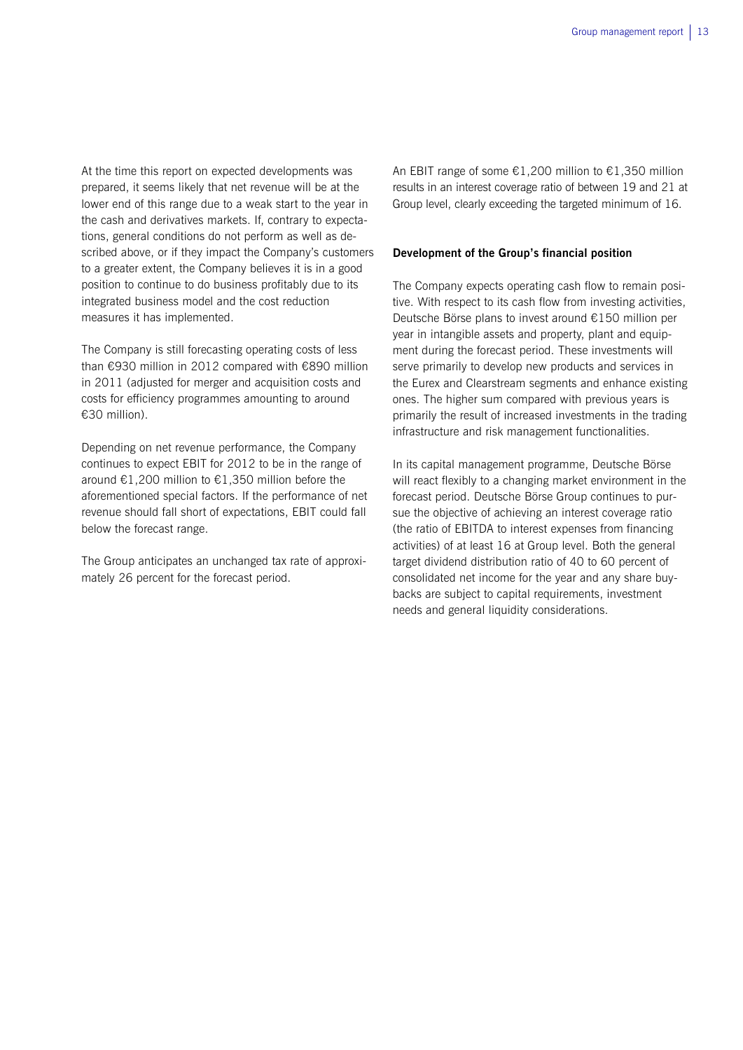At the time this report on expected developments was prepared, it seems likely that net revenue will be at the lower end of this range due to a weak start to the year in the cash and derivatives markets. If, contrary to expectations, general conditions do not perform as well as described above, or if they impact the Company's customers to a greater extent, the Company believes it is in a good position to continue to do business profitably due to its integrated business model and the cost reduction measures it has implemented.

The Company is still forecasting operating costs of less than €930 million in 2012 compared with €890 million in 2011 (adjusted for merger and acquisition costs and costs for efficiency programmes amounting to around €30 million).

Depending on net revenue performance, the Company continues to expect EBIT for 2012 to be in the range of around €1,200 million to €1,350 million before the aforementioned special factors. If the performance of net revenue should fall short of expectations, EBIT could fall below the forecast range.

The Group anticipates an unchanged tax rate of approximately 26 percent for the forecast period.

An EBIT range of some €1,200 million to €1,350 million results in an interest coverage ratio of between 19 and 21 at Group level, clearly exceeding the targeted minimum of 16.

**Development of the Group's financial position**

The Company expects operating cash flow to remain positive. With respect to its cash flow from investing activities, Deutsche Börse plans to invest around €150 million per year in intangible assets and property, plant and equipment during the forecast period. These investments will serve primarily to develop new products and services in the Eurex and Clearstream segments and enhance existing ones. The higher sum compared with previous years is primarily the result of increased investments in the trading infrastructure and risk management functionalities.

In its capital management programme, Deutsche Börse will react flexibly to a changing market environment in the forecast period. Deutsche Börse Group continues to pursue the objective of achieving an interest coverage ratio (the ratio of EBITDA to interest expenses from financing activities) of at least 16 at Group level. Both the general target dividend distribution ratio of 40 to 60 percent of consolidated net income for the year and any share buybacks are subject to capital requirements, investment needs and general liquidity considerations.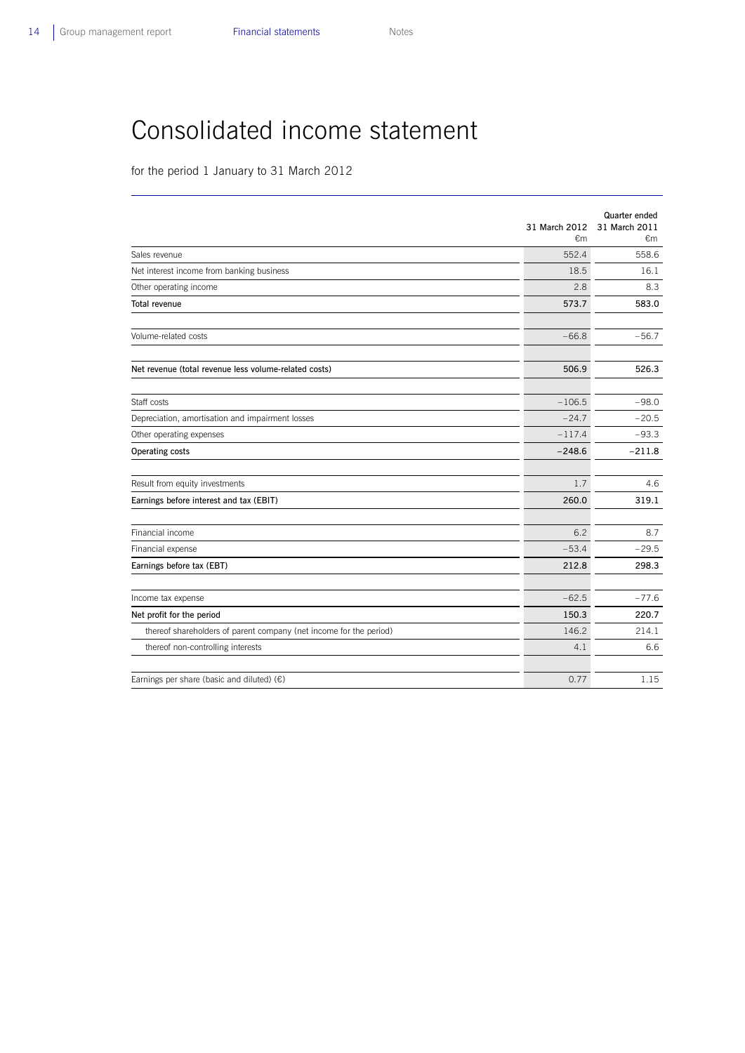# Consolidated income statement

for the period 1 January to 31 March 2012

| | Quarter ended | |
|---|---|---|
| | 31 March 2012 €m | 31 March 2011 €m |
| Sales revenue | 552.4 | 558.6 |
| Net interest income from banking business | 18.5 | 16.1 |
| Other operating income | 2.8 | 8.3 |
| **Total revenue** | **573.7** | **583.0** |
| | | |
| Volume-related costs | −66.8 | −56.7 |
| | | |
| **Net revenue (total revenue less volume-related costs)** | **506.9** | **526.3** |
| | | |
| Staff costs | −106.5 | −98.0 |
| Depreciation, amortisation and impairment losses | −24.7 | −20.5 |
| Other operating expenses | −117.4 | −93.3 |
| **Operating costs** | **−248.6** | **−211.8** |
| | | |
| Result from equity investments | 1.7 | 4.6 |
| **Earnings before interest and tax (EBIT)** | **260.0** | **319.1** |
| | | |
| Financial income | 6.2 | 8.7 |
| Financial expense | −53.4 | −29.5 |
| **Earnings before tax (EBT)** | **212.8** | **298.3** |
| | | |
| Income tax expense | −62.5 | −77.6 |
| **Net profit for the period** | **150.3** | **220.7** |
| thereof shareholders of parent company (net income for the period) | 146.2 | 214.1 |
| thereof non-controlling interests | 4.1 | 6.6 |
| | | |
| Earnings per share (basic and diluted) (€) | 0.77 | 1.15 |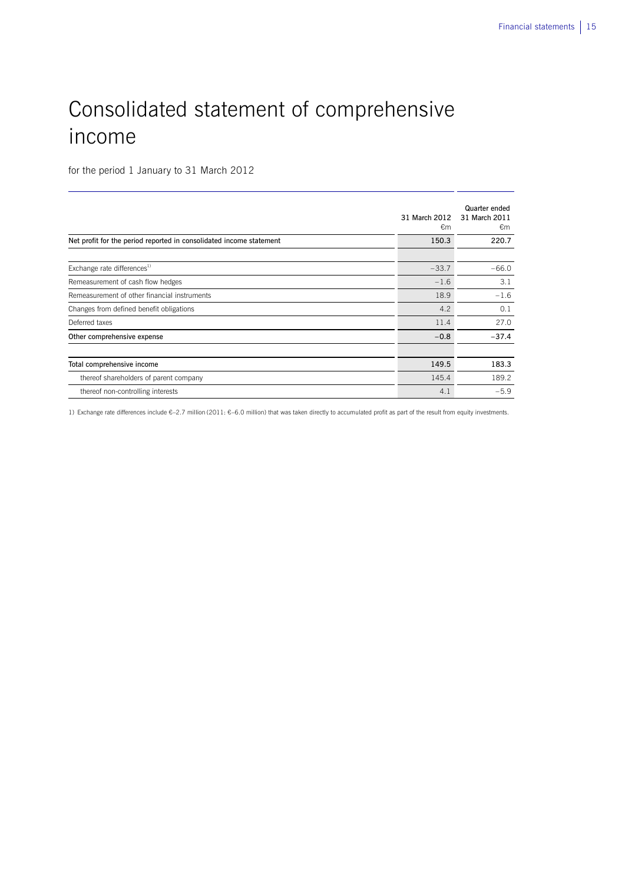# Consolidated statement of comprehensive income

for the period 1 January to 31 March 2012

| | 31 March 2012<br>€m | Quarter ended<br>31 March 2011<br>€m |
|---|---|---|
| **Net profit for the period reported in consolidated income statement** | **150.3** | **220.7** |
| | | |
| Exchange rate differences[1] | −33.7 | −66.0 |
| Remeasurement of cash flow hedges | −1.6 | 3.1 |
| Remeasurement of other financial instruments | 18.9 | −1.6 |
| Changes from defined benefit obligations | 4.2 | 0.1 |
| Deferred taxes | 11.4 | 27.0 |
| **Other comprehensive expense** | **−0.8** | **−37.4** |
| | | |
| **Total comprehensive income** | **149.5** | **183.3** |
| thereof shareholders of parent company | 145.4 | 189.2 |
| thereof non-controlling interests | 4.1 | −5.9 |

1) Exchange rate differences include €–2.7 million (2011: €–6.0 million) that was taken directly to accumulated profit as part of the result from equity investments.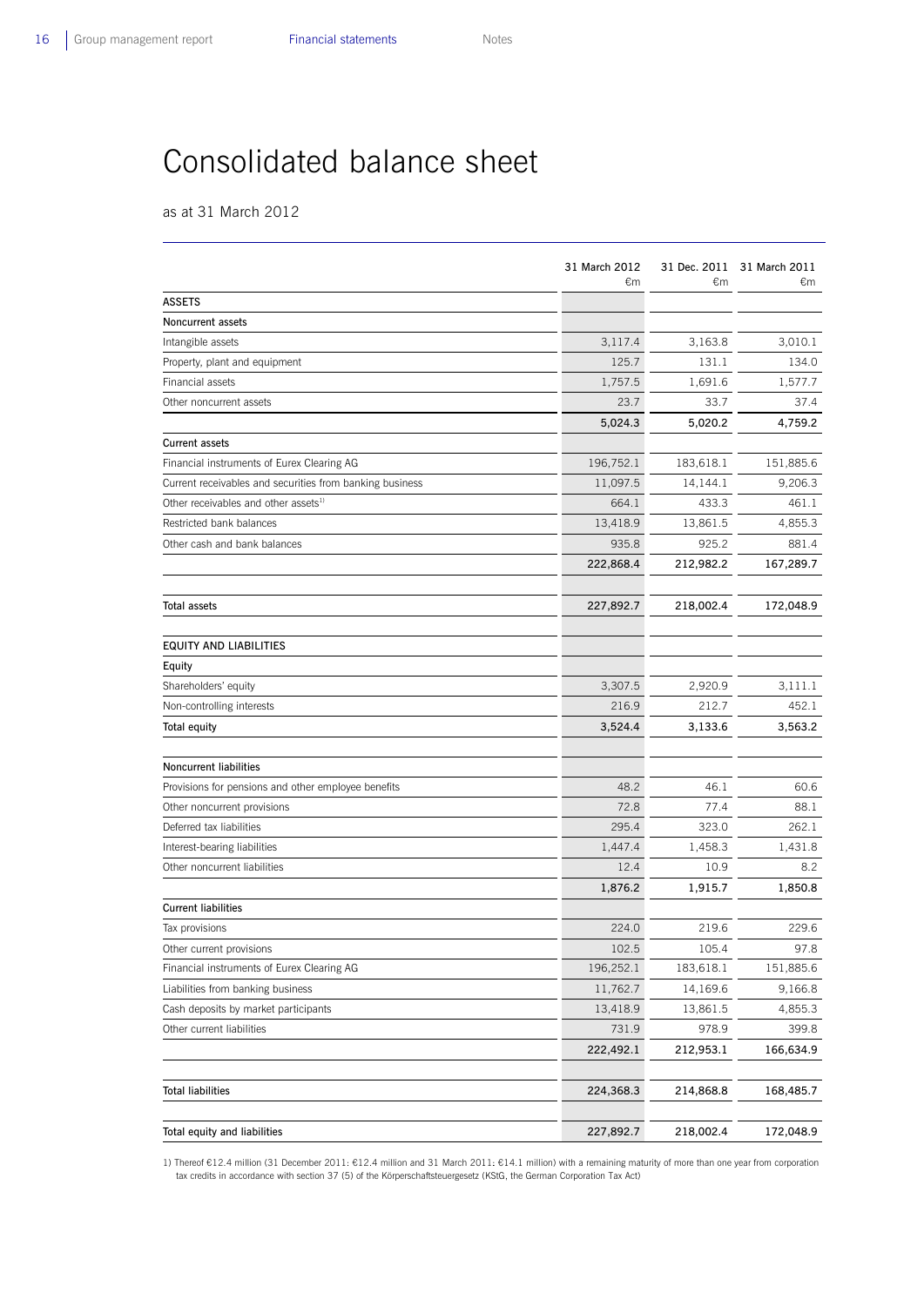# Consolidated balance sheet

as at 31 March 2012

| | 31 March 2012 €m | 31 Dec. 2011 €m | 31 March 2011 €m |
|---|---|---|---|
| **ASSETS** | | | |
| **Noncurrent assets** | | | |
| Intangible assets | 3,117.4 | 3,163.8 | 3,010.1 |
| Property, plant and equipment | 125.7 | 131.1 | 134.0 |
| Financial assets | 1,757.5 | 1,691.6 | 1,577.7 |
| Other noncurrent assets | 23.7 | 33.7 | 37.4 |
| | **5,024.3** | **5,020.2** | **4,759.2** |
| **Current assets** | | | |
| Financial instruments of Eurex Clearing AG | 196,752.1 | 183,618.1 | 151,885.6 |
| Current receivables and securities from banking business | 11,097.5 | 14,144.1 | 9,206.3 |
| Other receivables and other assets[1] | 664.1 | 433.3 | 461.1 |
| Restricted bank balances | 13,418.9 | 13,861.5 | 4,855.3 |
| Other cash and bank balances | 935.8 | 925.2 | 881.4 |
| | **222,868.4** | **212,982.2** | **167,289.7** |
| **Total assets** | **227,892.7** | **218,002.4** | **172,048.9** |
| **EQUITY AND LIABILITIES** | | | |
| **Equity** | | | |
| Shareholders' equity | 3,307.5 | 2,920.9 | 3,111.1 |
| Non-controlling interests | 216.9 | 212.7 | 452.1 |
| **Total equity** | **3,524.4** | **3,133.6** | **3,563.2** |
| **Noncurrent liabilities** | | | |
| Provisions for pensions and other employee benefits | 48.2 | 46.1 | 60.6 |
| Other noncurrent provisions | 72.8 | 77.4 | 88.1 |
| Deferred tax liabilities | 295.4 | 323.0 | 262.1 |
| Interest-bearing liabilities | 1,447.4 | 1,458.3 | 1,431.8 |
| Other noncurrent liabilities | 12.4 | 10.9 | 8.2 |
| | **1,876.2** | **1,915.7** | **1,850.8** |
| **Current liabilities** | | | |
| Tax provisions | 224.0 | 219.6 | 229.6 |
| Other current provisions | 102.5 | 105.4 | 97.8 |
| Financial instruments of Eurex Clearing AG | 196,252.1 | 183,618.1 | 151,885.6 |
| Liabilities from banking business | 11,762.7 | 14,169.6 | 9,166.8 |
| Cash deposits by market participants | 13,418.9 | 13,861.5 | 4,855.3 |
| Other current liabilities | 731.9 | 978.9 | 399.8 |
| | **222,492.1** | **212,953.1** | **166,634.9** |
| **Total liabilities** | **224,368.3** | **214,868.8** | **168,485.7** |
| **Total equity and liabilities** | **227,892.7** | **218,002.4** | **172,048.9** |

1) Thereof €12.4 million (31 December 2011: €12.4 million and 31 March 2011: €14.1 million) with a remaining maturity of more than one year from corporation tax credits in accordance with section 37 (5) of the Körperschaftsteuergesetz (KStG, the German Corporation Tax Act)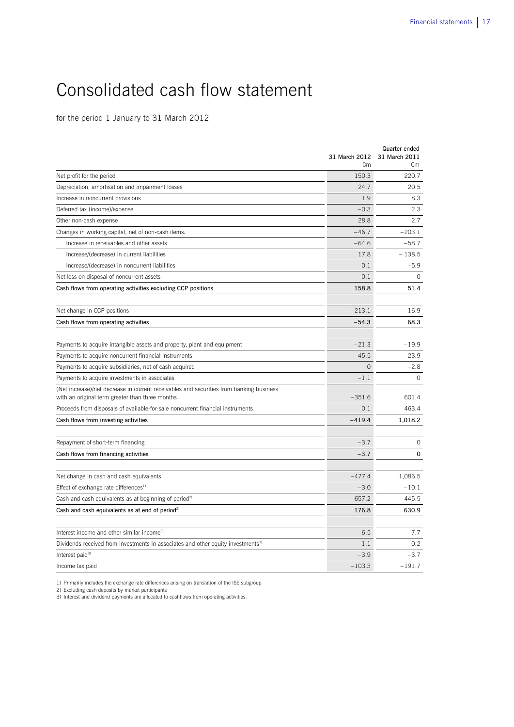# Consolidated cash flow statement

for the period 1 January to 31 March 2012

| | 31 March 2012 €m | Quarter ended 31 March 2011 €m |
|---|---|---|
| Net profit for the period | 150.3 | 220.7 |
| Depreciation, amortisation and impairment losses | 24.7 | 20.5 |
| Increase in noncurrent provisions | 1.9 | 8.3 |
| Deferred tax (income)/expense | –0.3 | 2.3 |
| Other non-cash expense | 28.8 | 2.7 |
| Changes in working capital, net of non-cash items: | –46.7 | –203.1 |
| Increase in receivables and other assets | –64.6 | –58.7 |
| Increase/(decrease) in current liabilities | 17.8 | –138.5 |
| Increase/(decrease) in noncurrent liabilities | 0.1 | –5.9 |
| Net loss on disposal of noncurrent assets | 0.1 | 0 |
| **Cash flows from operating activities excluding CCP positions** | **158.8** | **51.4** |
| Net change in CCP positions | –213.1 | 16.9 |
| **Cash flows from operating activities** | **–54.3** | **68.3** |
| Payments to acquire intangible assets and property, plant and equipment | –21.3 | –19.9 |
| Payments to acquire noncurrent financial instruments | –45.5 | –23.9 |
| Payments to acquire subsidiaries, net of cash acquired | 0 | –2.8 |
| Payments to acquire investments in associates | –1.1 | 0 |
| (Net increase)/net decrease in current receivables and securities from banking business with an original term greater than three months | –351.6 | 601.4 |
| Proceeds from disposals of available-for-sale noncurrent financial instruments | 0.1 | 463.4 |
| **Cash flows from investing activities** | **–419.4** | **1,018.2** |
| Repayment of short-term financing | –3.7 | 0 |
| **Cash flows from financing activities** | **–3.7** | **0** |
| Net change in cash and cash equivalents | –477.4 | 1,086.5 |
| Effect of exchange rate differences[1] | –3.0 | –10.1 |
| Cash and cash equivalents as at beginning of period[2] | 657.2 | –445.5 |
| **Cash and cash equivalents as at end of period[2]** | **176.8** | **630.9** |
| Interest income and other similar income[3] | 6.5 | 7.7 |
| Dividends received from investments in associates and other equity investments[3] | 1.1 | 0.2 |
| Interest paid[3] | –3.9 | –3.7 |
| Income tax paid | –103.3 | –191.7 |

1) Primarily includes the exchange rate differences arising on translation of the ISE subgroup
2) Excluding cash deposits by market participants
3) Interest and dividend payments are allocated to cashflows from operating activities.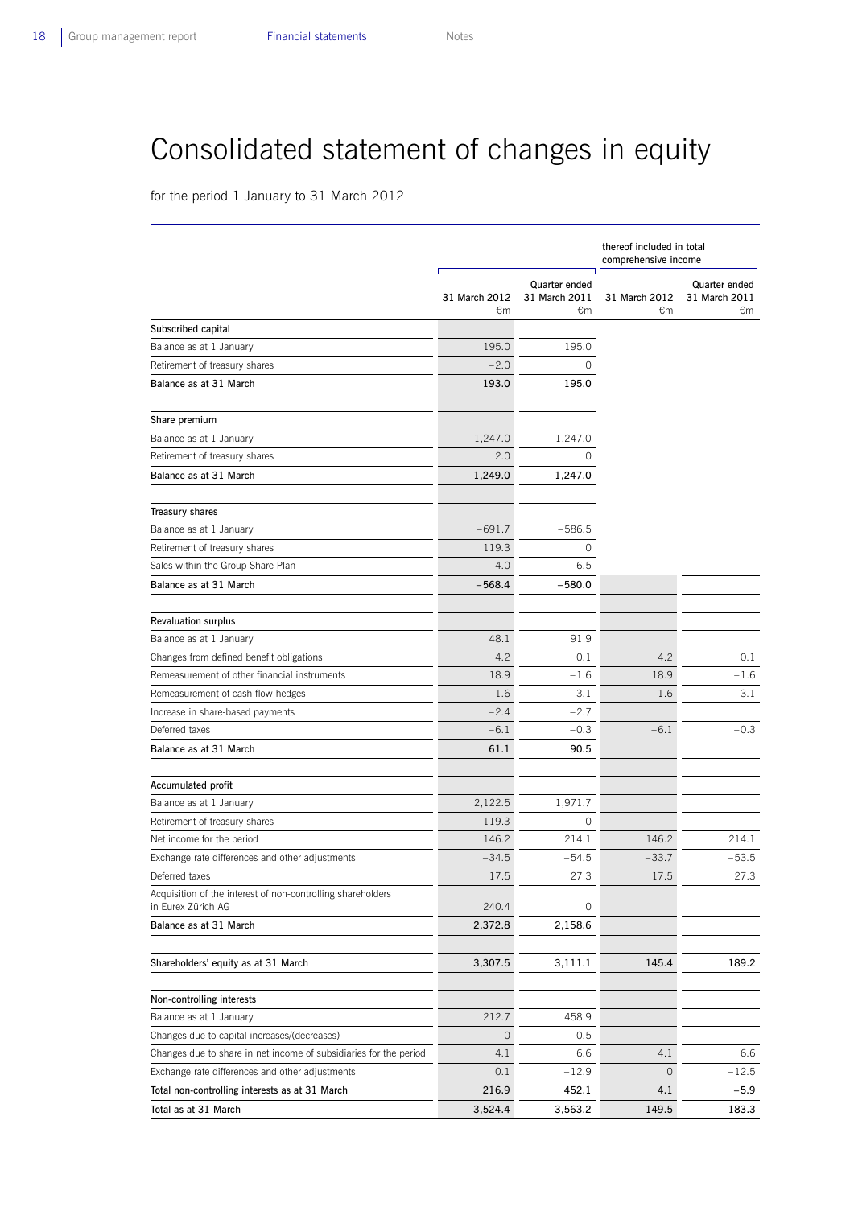# Consolidated statement of changes in equity

for the period 1 January to 31 March 2012

| | | | thereof included in total comprehensive income | |
|---|---|---|---|---|
| | 31 March 2012 €m | Quarter ended 31 March 2011 €m | 31 March 2012 €m | Quarter ended 31 March 2011 €m |
| **Subscribed capital** | | | | |
| Balance as at 1 January | 195.0 | 195.0 | | |
| Retirement of treasury shares | −2.0 | 0 | | |
| **Balance as at 31 March** | **193.0** | **195.0** | | |
| **Share premium** | | | | |
| Balance as at 1 January | 1,247.0 | 1,247.0 | | |
| Retirement of treasury shares | 2.0 | 0 | | |
| **Balance as at 31 March** | **1,249.0** | **1,247.0** | | |
| **Treasury shares** | | | | |
| Balance as at 1 January | −691.7 | −586.5 | | |
| Retirement of treasury shares | 119.3 | 0 | | |
| Sales within the Group Share Plan | 4.0 | 6.5 | | |
| **Balance as at 31 March** | **−568.4** | **−580.0** | | |
| **Revaluation surplus** | | | | |
| Balance as at 1 January | 48.1 | 91.9 | | |
| Changes from defined benefit obligations | 4.2 | 0.1 | 4.2 | 0.1 |
| Remeasurement of other financial instruments | 18.9 | −1.6 | 18.9 | −1.6 |
| Remeasurement of cash flow hedges | −1.6 | 3.1 | −1.6 | 3.1 |
| Increase in share-based payments | −2.4 | −2.7 | | |
| Deferred taxes | −6.1 | −0.3 | −6.1 | −0.3 |
| **Balance as at 31 March** | **61.1** | **90.5** | | |
| **Accumulated profit** | | | | |
| Balance as at 1 January | 2,122.5 | 1,971.7 | | |
| Retirement of treasury shares | −119.3 | 0 | | |
| Net income for the period | 146.2 | 214.1 | 146.2 | 214.1 |
| Exchange rate differences and other adjustments | −34.5 | −54.5 | −33.7 | −53.5 |
| Deferred taxes | 17.5 | 27.3 | 17.5 | 27.3 |
| Acquisition of the interest of non-controlling shareholders in Eurex Zürich AG | 240.4 | 0 | | |
| **Balance as at 31 March** | **2,372.8** | **2,158.6** | | |
| **Shareholders' equity as at 31 March** | **3,307.5** | **3,111.1** | **145.4** | **189.2** |
| **Non-controlling interests** | | | | |
| Balance as at 1 January | 212.7 | 458.9 | | |
| Changes due to capital increases/(decreases) | 0 | −0.5 | | |
| Changes due to share in net income of subsidiaries for the period | 4.1 | 6.6 | 4.1 | 6.6 |
| Exchange rate differences and other adjustments | 0.1 | −12.9 | 0 | −12.5 |
| **Total non-controlling interests as at 31 March** | **216.9** | **452.1** | **4.1** | **−5.9** |
| **Total as at 31 March** | **3,524.4** | **3,563.2** | **149.5** | **183.3** |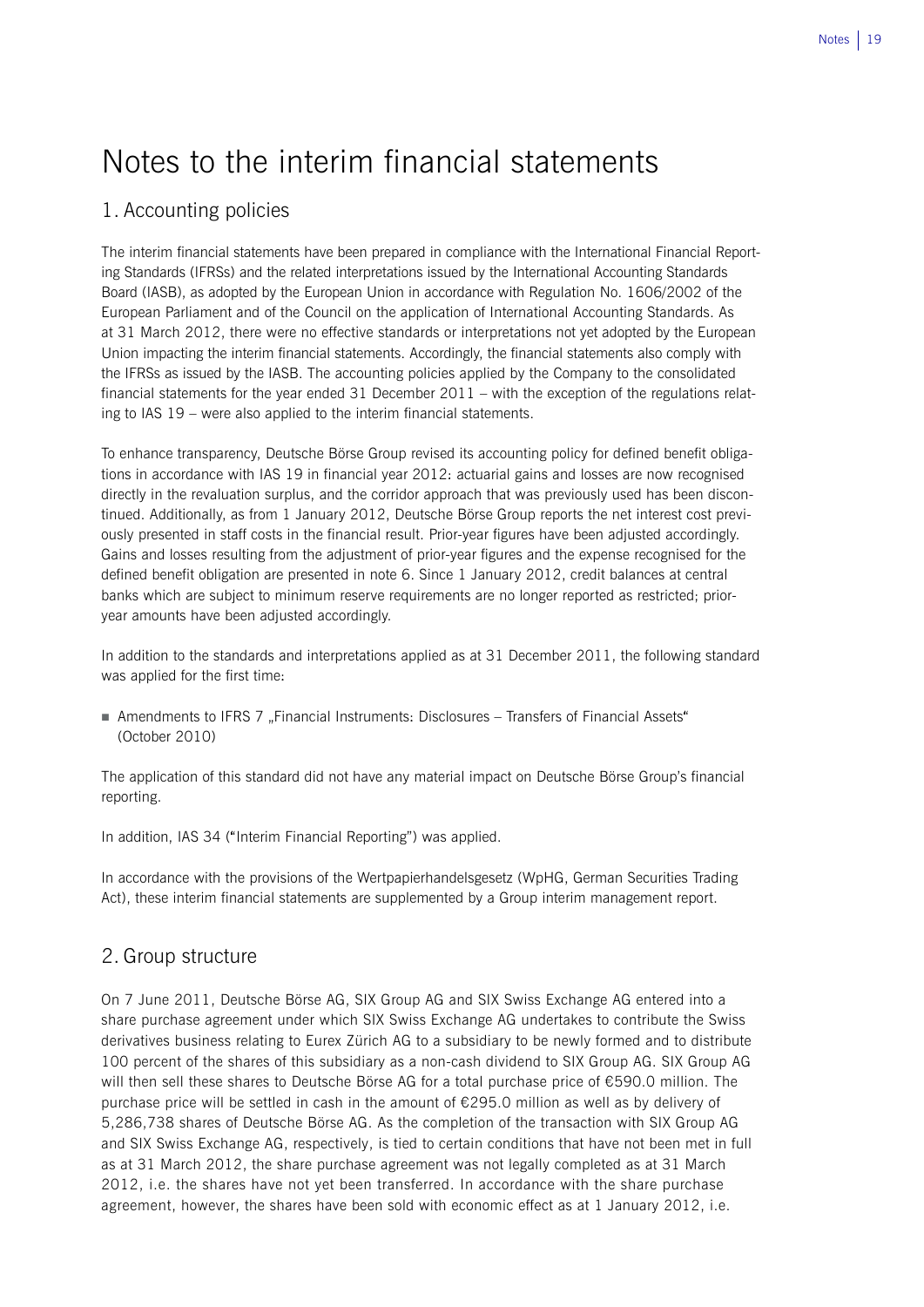# Notes to the interim financial statements

## 1. Accounting policies

The interim financial statements have been prepared in compliance with the International Financial Reporting Standards (IFRSs) and the related interpretations issued by the International Accounting Standards Board (IASB), as adopted by the European Union in accordance with Regulation No. 1606/2002 of the European Parliament and of the Council on the application of International Accounting Standards. As at 31 March 2012, there were no effective standards or interpretations not yet adopted by the European Union impacting the interim financial statements. Accordingly, the financial statements also comply with the IFRSs as issued by the IASB. The accounting policies applied by the Company to the consolidated financial statements for the year ended 31 December 2011 – with the exception of the regulations relating to IAS 19 – were also applied to the interim financial statements.

To enhance transparency, Deutsche Börse Group revised its accounting policy for defined benefit obligations in accordance with IAS 19 in financial year 2012: actuarial gains and losses are now recognised directly in the revaluation surplus, and the corridor approach that was previously used has been discontinued. Additionally, as from 1 January 2012, Deutsche Börse Group reports the net interest cost previously presented in staff costs in the financial result. Prior-year figures have been adjusted accordingly. Gains and losses resulting from the adjustment of prior-year figures and the expense recognised for the defined benefit obligation are presented in note 6. Since 1 January 2012, credit balances at central banks which are subject to minimum reserve requirements are no longer reported as restricted; prior-year amounts have been adjusted accordingly.

In addition to the standards and interpretations applied as at 31 December 2011, the following standard was applied for the first time:

- Amendments to IFRS 7 „Financial Instruments: Disclosures – Transfers of Financial Assets“ (October 2010)

The application of this standard did not have any material impact on Deutsche Börse Group's financial reporting.

In addition, IAS 34 ("Interim Financial Reporting") was applied.

In accordance with the provisions of the Wertpapierhandelsgesetz (WpHG, German Securities Trading Act), these interim financial statements are supplemented by a Group interim management report.

## 2. Group structure

On 7 June 2011, Deutsche Börse AG, SIX Group AG and SIX Swiss Exchange AG entered into a share purchase agreement under which SIX Swiss Exchange AG undertakes to contribute the Swiss derivatives business relating to Eurex Zürich AG to a subsidiary to be newly formed and to distribute 100 percent of the shares of this subsidiary as a non-cash dividend to SIX Group AG. SIX Group AG will then sell these shares to Deutsche Börse AG for a total purchase price of €590.0 million. The purchase price will be settled in cash in the amount of €295.0 million as well as by delivery of 5,286,738 shares of Deutsche Börse AG. As the completion of the transaction with SIX Group AG and SIX Swiss Exchange AG, respectively, is tied to certain conditions that have not been met in full as at 31 March 2012, the share purchase agreement was not legally completed as at 31 March 2012, i.e. the shares have not yet been transferred. In accordance with the share purchase agreement, however, the shares have been sold with economic effect as at 1 January 2012, i.e.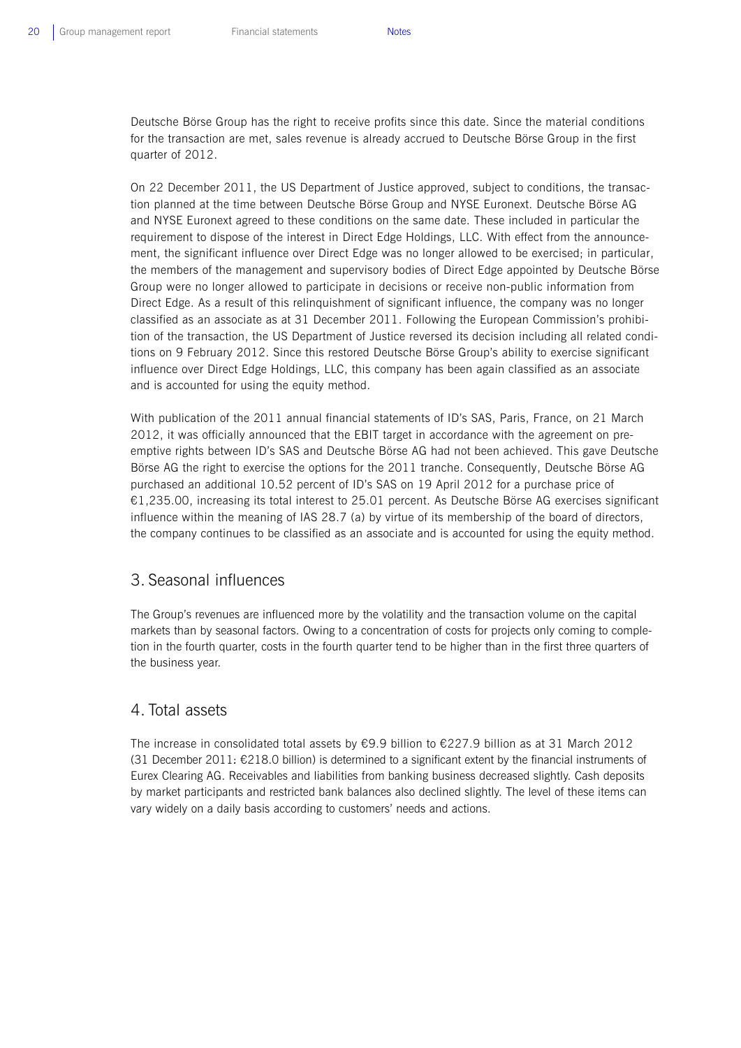Deutsche Börse Group has the right to receive profits since this date. Since the material conditions for the transaction are met, sales revenue is already accrued to Deutsche Börse Group in the first quarter of 2012.

On 22 December 2011, the US Department of Justice approved, subject to conditions, the transaction planned at the time between Deutsche Börse Group and NYSE Euronext. Deutsche Börse AG and NYSE Euronext agreed to these conditions on the same date. These included in particular the requirement to dispose of the interest in Direct Edge Holdings, LLC. With effect from the announcement, the significant influence over Direct Edge was no longer allowed to be exercised; in particular, the members of the management and supervisory bodies of Direct Edge appointed by Deutsche Börse Group were no longer allowed to participate in decisions or receive non-public information from Direct Edge. As a result of this relinquishment of significant influence, the company was no longer classified as an associate as at 31 December 2011. Following the European Commission's prohibition of the transaction, the US Department of Justice reversed its decision including all related conditions on 9 February 2012. Since this restored Deutsche Börse Group's ability to exercise significant influence over Direct Edge Holdings, LLC, this company has been again classified as an associate and is accounted for using the equity method.

With publication of the 2011 annual financial statements of ID's SAS, Paris, France, on 21 March 2012, it was officially announced that the EBIT target in accordance with the agreement on pre-emptive rights between ID's SAS and Deutsche Börse AG had not been achieved. This gave Deutsche Börse AG the right to exercise the options for the 2011 tranche. Consequently, Deutsche Börse AG purchased an additional 10.52 percent of ID's SAS on 19 April 2012 for a purchase price of €1,235.00, increasing its total interest to 25.01 percent. As Deutsche Börse AG exercises significant influence within the meaning of IAS 28.7 (a) by virtue of its membership of the board of directors, the company continues to be classified as an associate and is accounted for using the equity method.

## 3. Seasonal influences

The Group's revenues are influenced more by the volatility and the transaction volume on the capital markets than by seasonal factors. Owing to a concentration of costs for projects only coming to completion in the fourth quarter, costs in the fourth quarter tend to be higher than in the first three quarters of the business year.

## 4. Total assets

The increase in consolidated total assets by €9.9 billion to €227.9 billion as at 31 March 2012 (31 December 2011: €218.0 billion) is determined to a significant extent by the financial instruments of Eurex Clearing AG. Receivables and liabilities from banking business decreased slightly. Cash deposits by market participants and restricted bank balances also declined slightly. The level of these items can vary widely on a daily basis according to customers' needs and actions.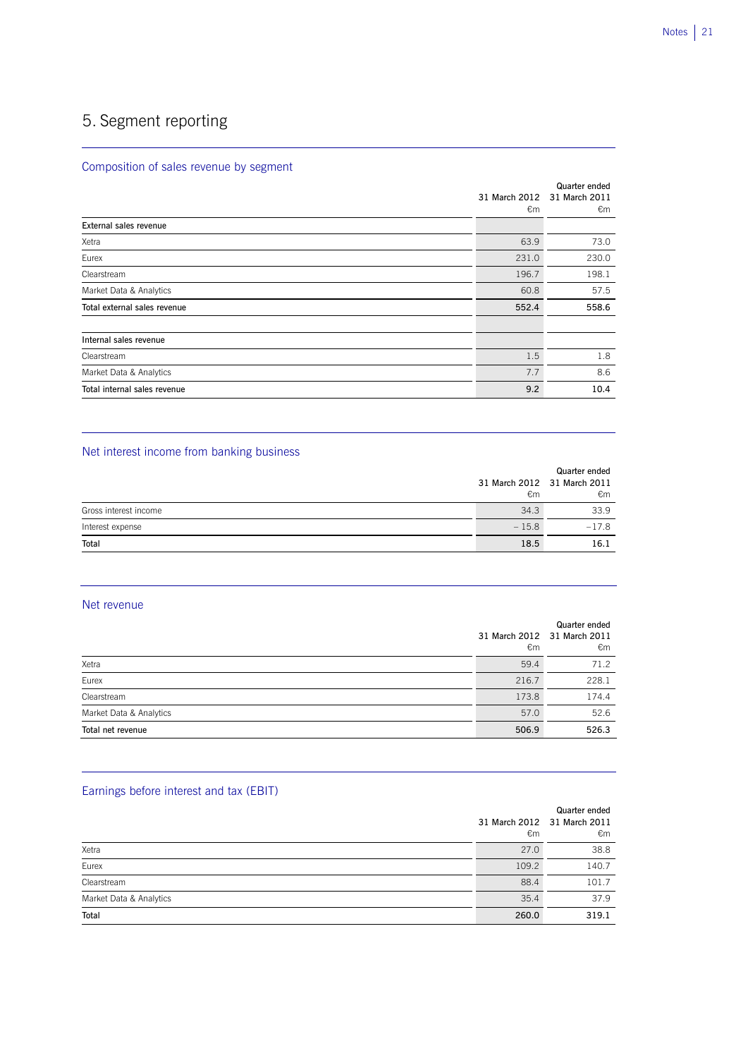# 5. Segment reporting

## Composition of sales revenue by segment

| | Quarter ended 31 March 2012 €m | 31 March 2011 €m |
|---|---|---|
| **External sales revenue** | | |
| Xetra | 63.9 | 73.0 |
| Eurex | 231.0 | 230.0 |
| Clearstream | 196.7 | 198.1 |
| Market Data & Analytics | 60.8 | 57.5 |
| **Total external sales revenue** | **552.4** | **558.6** |
| | | |
| **Internal sales revenue** | | |
| Clearstream | 1.5 | 1.8 |
| Market Data & Analytics | 7.7 | 8.6 |
| **Total internal sales revenue** | **9.2** | **10.4** |

## Net interest income from banking business

| | Quarter ended 31 March 2012 €m | 31 March 2011 €m |
|---|---|---|
| Gross interest income | 34.3 | 33.9 |
| Interest expense | – 15.8 | –17.8 |
| **Total** | **18.5** | **16.1** |

## Net revenue

| | Quarter ended 31 March 2012 €m | 31 March 2011 €m |
|---|---|---|
| Xetra | 59.4 | 71.2 |
| Eurex | 216.7 | 228.1 |
| Clearstream | 173.8 | 174.4 |
| Market Data & Analytics | 57.0 | 52.6 |
| **Total net revenue** | **506.9** | **526.3** |

## Earnings before interest and tax (EBIT)

| | Quarter ended 31 March 2012 €m | 31 March 2011 €m |
|---|---|---|
| Xetra | 27.0 | 38.8 |
| Eurex | 109.2 | 140.7 |
| Clearstream | 88.4 | 101.7 |
| Market Data & Analytics | 35.4 | 37.9 |
| **Total** | **260.0** | **319.1** |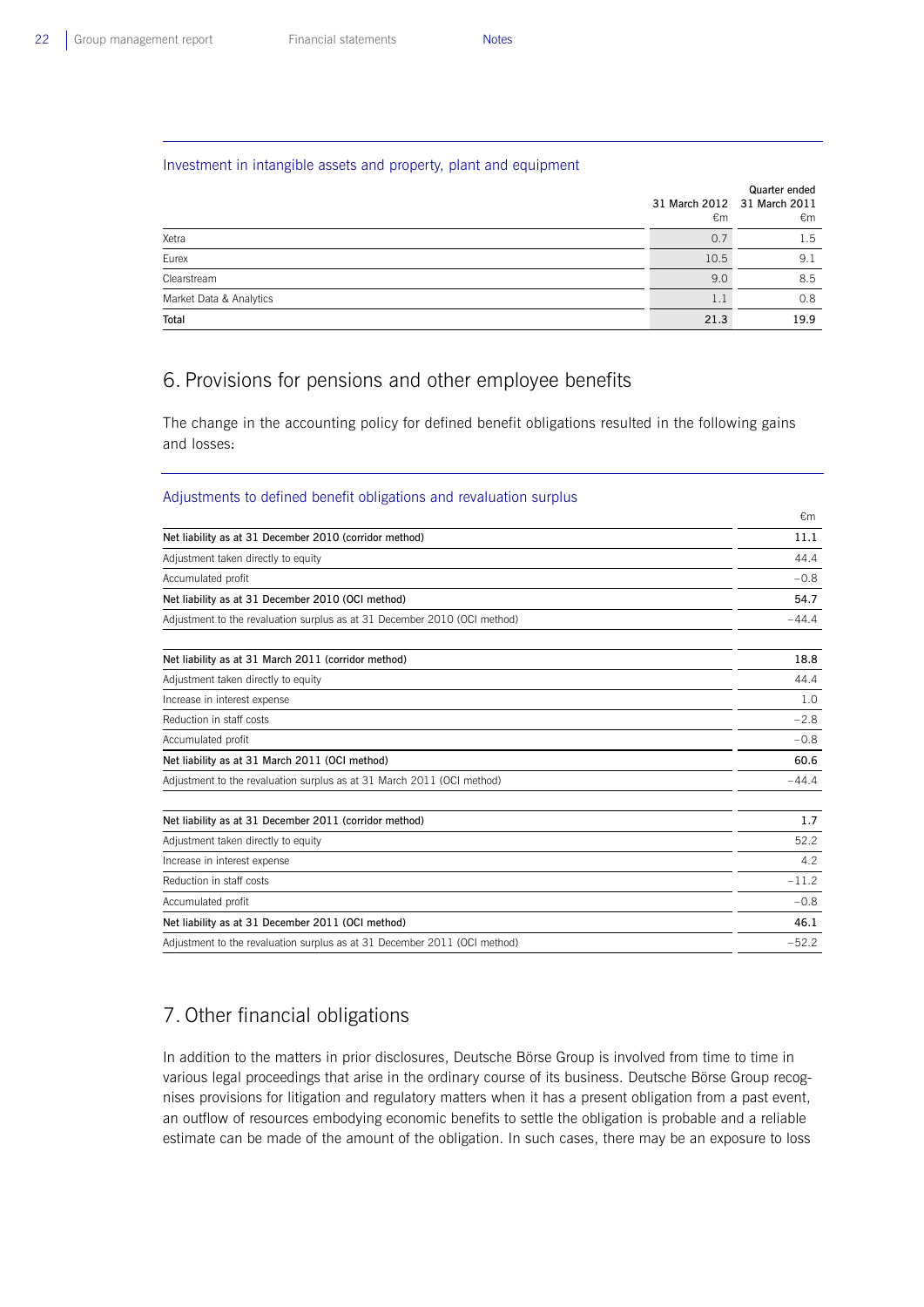Investment in intangible assets and property, plant and equipment

| | Quarter ended 31 March 2012 €m | 31 March 2011 €m |
|---|---|---|
| Xetra | 0.7 | 1.5 |
| Eurex | 10.5 | 9.1 |
| Clearstream | 9.0 | 8.5 |
| Market Data & Analytics | 1.1 | 0.8 |
| **Total** | **21.3** | **19.9** |

## 6. Provisions for pensions and other employee benefits

The change in the accounting policy for defined benefit obligations resulted in the following gains and losses:

Adjustments to defined benefit obligations and revaluation surplus

| | €m |
|---|---|
| Net liability as at 31 December 2010 (corridor method) | 11.1 |
| Adjustment taken directly to equity | 44.4 |
| Accumulated profit | −0.8 |
| **Net liability as at 31 December 2010 (OCI method)** | **54.7** |
| Adjustment to the revaluation surplus as at 31 December 2010 (OCI method) | −44.4 |
| | |
| Net liability as at 31 March 2011 (corridor method) | 18.8 |
| Adjustment taken directly to equity | 44.4 |
| Increase in interest expense | 1.0 |
| Reduction in staff costs | −2.8 |
| Accumulated profit | −0.8 |
| **Net liability as at 31 March 2011 (OCI method)** | **60.6** |
| Adjustment to the revaluation surplus as at 31 March 2011 (OCI method) | −44.4 |
| | |
| Net liability as at 31 December 2011 (corridor method) | 1.7 |
| Adjustment taken directly to equity | 52.2 |
| Increase in interest expense | 4.2 |
| Reduction in staff costs | −11.2 |
| Accumulated profit | −0.8 |
| **Net liability as at 31 December 2011 (OCI method)** | **46.1** |
| Adjustment to the revaluation surplus as at 31 December 2011 (OCI method) | −52.2 |

## 7. Other financial obligations

In addition to the matters in prior disclosures, Deutsche Börse Group is involved from time to time in various legal proceedings that arise in the ordinary course of its business. Deutsche Börse Group recognises provisions for litigation and regulatory matters when it has a present obligation from a past event, an outflow of resources embodying economic benefits to settle the obligation is probable and a reliable estimate can be made of the amount of the obligation. In such cases, there may be an exposure to loss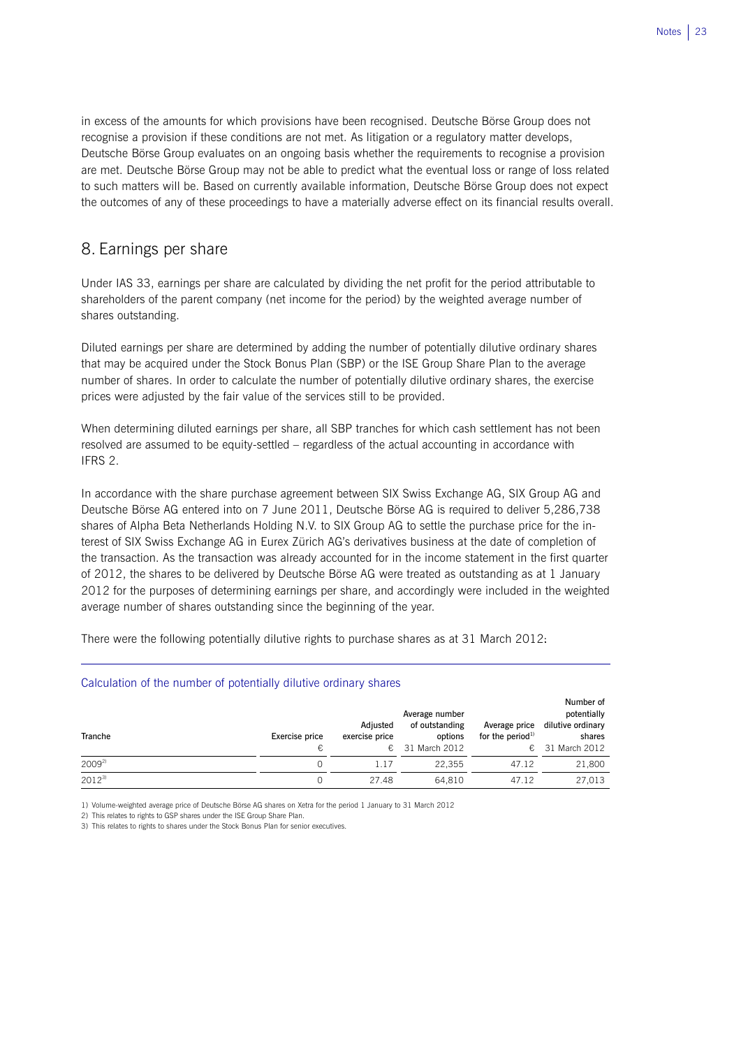in excess of the amounts for which provisions have been recognised. Deutsche Börse Group does not recognise a provision if these conditions are not met. As litigation or a regulatory matter develops, Deutsche Börse Group evaluates on an ongoing basis whether the requirements to recognise a provision are met. Deutsche Börse Group may not be able to predict what the eventual loss or range of loss related to such matters will be. Based on currently available information, Deutsche Börse Group does not expect the outcomes of any of these proceedings to have a materially adverse effect on its financial results overall.

## 8. Earnings per share

Under IAS 33, earnings per share are calculated by dividing the net profit for the period attributable to shareholders of the parent company (net income for the period) by the weighted average number of shares outstanding.

Diluted earnings per share are determined by adding the number of potentially dilutive ordinary shares that may be acquired under the Stock Bonus Plan (SBP) or the ISE Group Share Plan to the average number of shares. In order to calculate the number of potentially dilutive ordinary shares, the exercise prices were adjusted by the fair value of the services still to be provided.

When determining diluted earnings per share, all SBP tranches for which cash settlement has not been resolved are assumed to be equity-settled – regardless of the actual accounting in accordance with IFRS 2.

In accordance with the share purchase agreement between SIX Swiss Exchange AG, SIX Group AG and Deutsche Börse AG entered into on 7 June 2011, Deutsche Börse AG is required to deliver 5,286,738 shares of Alpha Beta Netherlands Holding N.V. to SIX Group AG to settle the purchase price for the interest of SIX Swiss Exchange AG in Eurex Zürich AG's derivatives business at the date of completion of the transaction. As the transaction was already accounted for in the income statement in the first quarter of 2012, the shares to be delivered by Deutsche Börse AG were treated as outstanding as at 1 January 2012 for the purposes of determining earnings per share, and accordingly were included in the weighted average number of shares outstanding since the beginning of the year.

There were the following potentially dilutive rights to purchase shares as at 31 March 2012:

**Calculation of the number of potentially dilutive ordinary shares**

| Tranche | Exercise price € | Adjusted exercise price € | Average number of outstanding options 31 March 2012 | Average price for the period[1] € | Number of potentially dilutive ordinary shares 31 March 2012 |
|---|---|---|---|---|---|
| 2009[2] | 0 | 1.17 | 22,355 | 47.12 | 21,800 |
| 2012[3] | 0 | 27.48 | 64,810 | 47.12 | 27,013 |

1) Volume-weighted average price of Deutsche Börse AG shares on Xetra for the period 1 January to 31 March 2012

2) This relates to rights to GSP shares under the ISE Group Share Plan.

3) This relates to rights to shares under the Stock Bonus Plan for senior executives.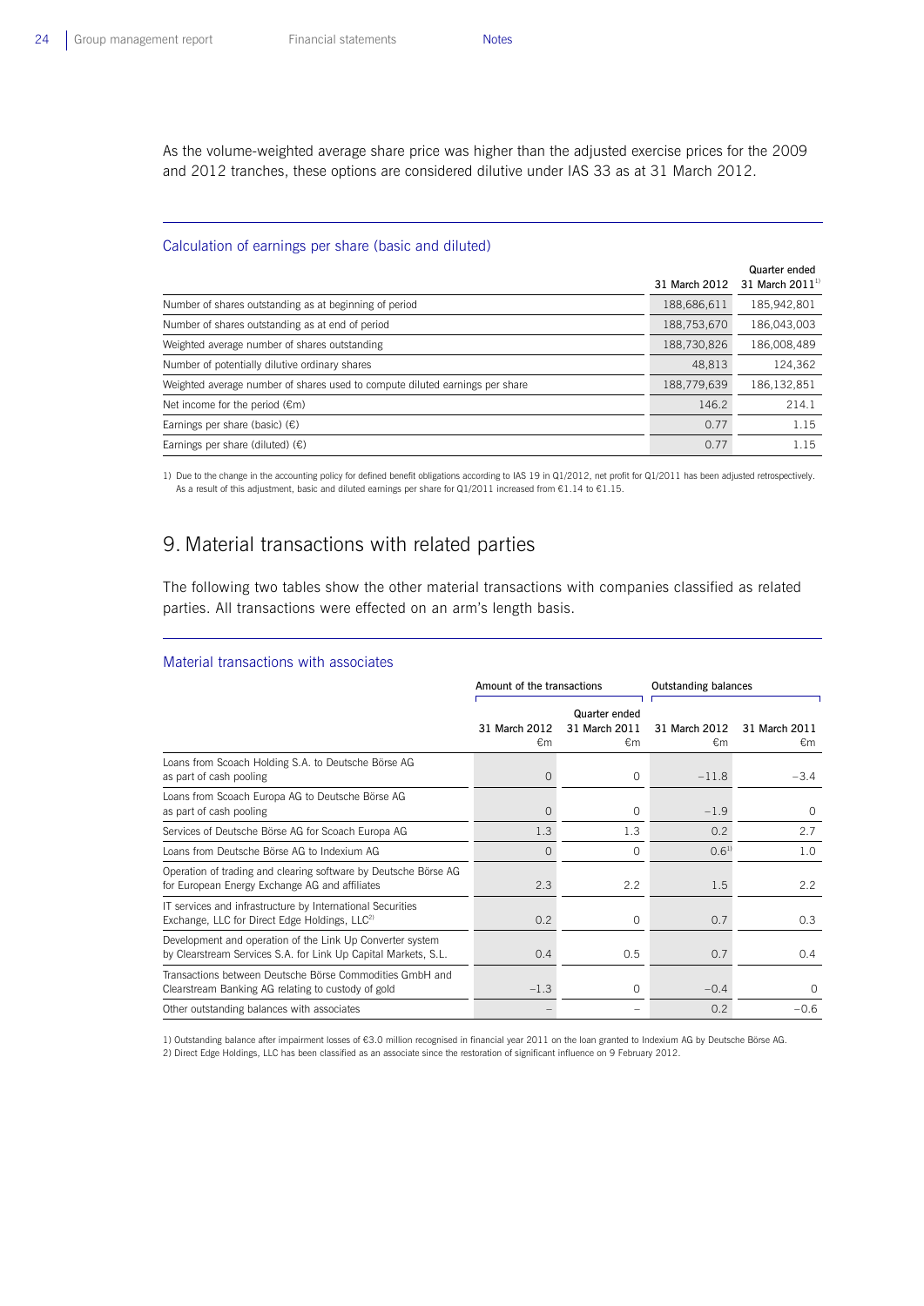As the volume-weighted average share price was higher than the adjusted exercise prices for the 2009 and 2012 tranches, these options are considered dilutive under IAS 33 as at 31 March 2012.

### Calculation of earnings per share (basic and diluted)

| | Quarter ended 31 March 2012 | Quarter ended 31 March 2011[1] |
|---|---|---|
| Number of shares outstanding as at beginning of period | 188,686,611 | 185,942,801 |
| Number of shares outstanding as at end of period | 188,753,670 | 186,043,003 |
| Weighted average number of shares outstanding | 188,730,826 | 186,008,489 |
| Number of potentially dilutive ordinary shares | 48,813 | 124,362 |
| Weighted average number of shares used to compute diluted earnings per share | 188,779,639 | 186,132,851 |
| Net income for the period (€m) | 146.2 | 214.1 |
| Earnings per share (basic) (€) | 0.77 | 1.15 |
| Earnings per share (diluted) (€) | 0.77 | 1.15 |

1) Due to the change in the accounting policy for defined benefit obligations according to IAS 19 in Q1/2012, net profit for Q1/2011 has been adjusted retrospectively. As a result of this adjustment, basic and diluted earnings per share for Q1/2011 increased from €1.14 to €1.15.

# 9. Material transactions with related parties

The following two tables show the other material transactions with companies classified as related parties. All transactions were effected on an arm's length basis.

### Material transactions with associates

| | Amount of the transactions | | Outstanding balances | |
|---|---|---|---|---|
| | Quarter ended 31 March 2012 €m | Quarter ended 31 March 2011 €m | 31 March 2012 €m | 31 March 2011 €m |
| Loans from Scoach Holding S.A. to Deutsche Börse AG as part of cash pooling | 0 | 0 | −11.8 | −3.4 |
| Loans from Scoach Europa AG to Deutsche Börse AG as part of cash pooling | 0 | 0 | −1.9 | 0 |
| Services of Deutsche Börse AG for Scoach Europa AG | 1.3 | 1.3 | 0.2 | 2.7 |
| Loans from Deutsche Börse AG to Indexium AG | 0 | 0 | 0.6[1] | 1.0 |
| Operation of trading and clearing software by Deutsche Börse AG for European Energy Exchange AG and affiliates | 2.3 | 2.2 | 1.5 | 2.2 |
| IT services and infrastructure by International Securities Exchange, LLC for Direct Edge Holdings, LLC[2] | 0.2 | 0 | 0.7 | 0.3 |
| Development and operation of the Link Up Converter system by Clearstream Services S.A. for Link Up Capital Markets, S.L. | 0.4 | 0.5 | 0.7 | 0.4 |
| Transactions between Deutsche Börse Commodities GmbH and Clearstream Banking AG relating to custody of gold | −1.3 | 0 | −0.4 | 0 |
| Other outstanding balances with associates | – | – | 0.2 | −0.6 |

1) Outstanding balance after impairment losses of €3.0 million recognised in financial year 2011 on the loan granted to Indexium AG by Deutsche Börse AG.
2) Direct Edge Holdings, LLC has been classified as an associate since the restoration of significant influence on 9 February 2012.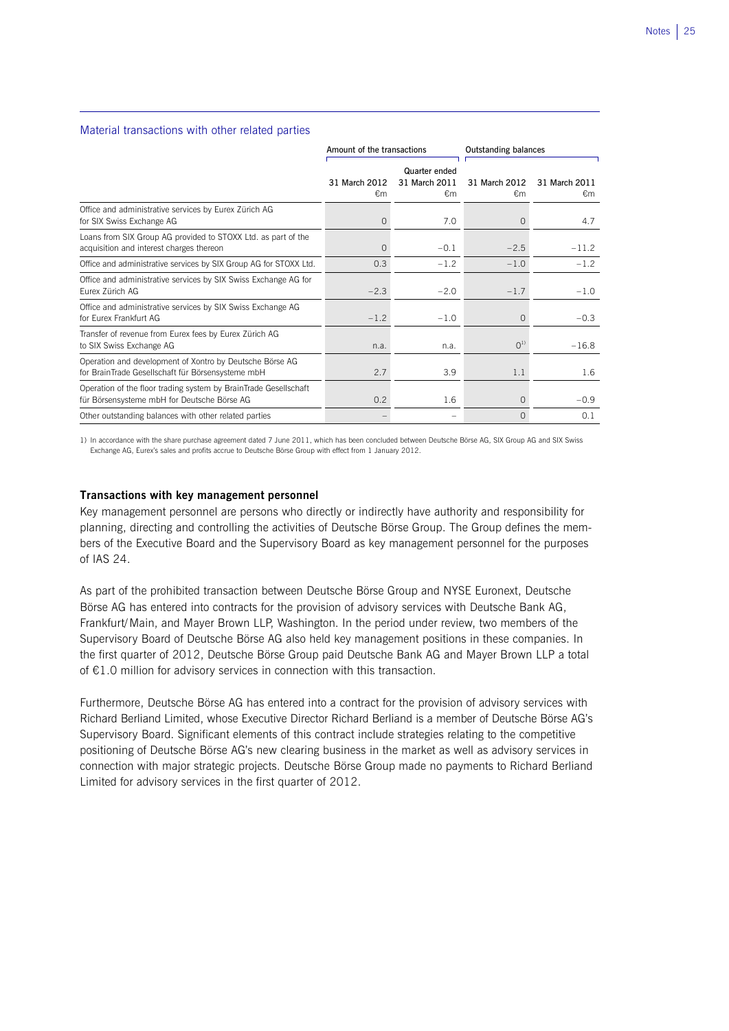## Material transactions with other related parties

| | Amount of the transactions | | Outstanding balances | |
|---|---|---|---|---|
| | 31 March 2012 €m | Quarter ended 31 March 2011 €m | 31 March 2012 €m | 31 March 2011 €m |
| Office and administrative services by Eurex Zürich AG for SIX Swiss Exchange AG | 0 | 7.0 | 0 | 4.7 |
| Loans from SIX Group AG provided to STOXX Ltd. as part of the acquisition and interest charges thereon | 0 | –0.1 | –2.5 | –11.2 |
| Office and administrative services by SIX Group AG for STOXX Ltd. | 0.3 | –1.2 | –1.0 | –1.2 |
| Office and administrative services by SIX Swiss Exchange AG for Eurex Zürich AG | –2.3 | –2.0 | –1.7 | –1.0 |
| Office and administrative services by SIX Swiss Exchange AG for Eurex Frankfurt AG | –1.2 | –1.0 | 0 | –0.3 |
| Transfer of revenue from Eurex fees by Eurex Zürich AG to SIX Swiss Exchange AG | n.a. | n.a. | 0[1] | –16.8 |
| Operation and development of Xontro by Deutsche Börse AG for BrainTrade Gesellschaft für Börsensysteme mbH | 2.7 | 3.9 | 1.1 | 1.6 |
| Operation of the floor trading system by BrainTrade Gesellschaft für Börsensysteme mbH for Deutsche Börse AG | 0.2 | 1.6 | 0 | –0.9 |
| Other outstanding balances with other related parties | – | – | 0 | 0.1 |

1) In accordance with the share purchase agreement dated 7 June 2011, which has been concluded between Deutsche Börse AG, SIX Group AG and SIX Swiss Exchange AG, Eurex's sales and profits accrue to Deutsche Börse Group with effect from 1 January 2012.

**Transactions with key management personnel**

Key management personnel are persons who directly or indirectly have authority and responsibility for planning, directing and controlling the activities of Deutsche Börse Group. The Group defines the members of the Executive Board and the Supervisory Board as key management personnel for the purposes of IAS 24.

As part of the prohibited transaction between Deutsche Börse Group and NYSE Euronext, Deutsche Börse AG has entered into contracts for the provision of advisory services with Deutsche Bank AG, Frankfurt/Main, and Mayer Brown LLP, Washington. In the period under review, two members of the Supervisory Board of Deutsche Börse AG also held key management positions in these companies. In the first quarter of 2012, Deutsche Börse Group paid Deutsche Bank AG and Mayer Brown LLP a total of €1.0 million for advisory services in connection with this transaction.

Furthermore, Deutsche Börse AG has entered into a contract for the provision of advisory services with Richard Berliand Limited, whose Executive Director Richard Berliand is a member of Deutsche Börse AG's Supervisory Board. Significant elements of this contract include strategies relating to the competitive positioning of Deutsche Börse AG's new clearing business in the market as well as advisory services in connection with major strategic projects. Deutsche Börse Group made no payments to Richard Berliand Limited for advisory services in the first quarter of 2012.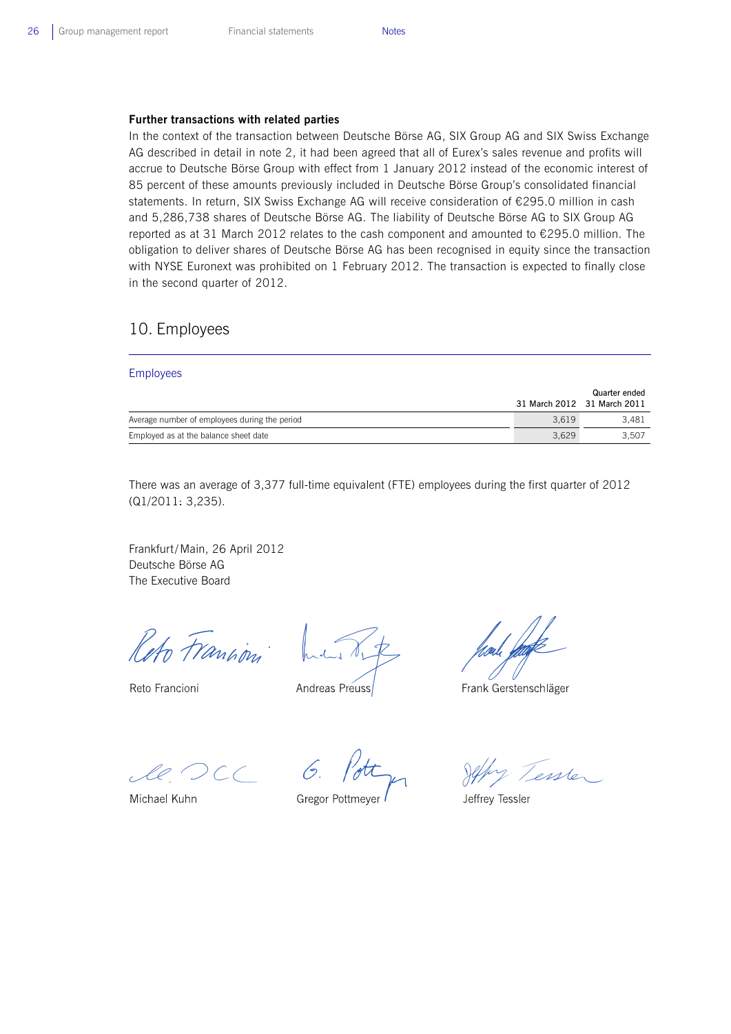**Further transactions with related parties**

In the context of the transaction between Deutsche Börse AG, SIX Group AG and SIX Swiss Exchange AG described in detail in note 2, it had been agreed that all of Eurex's sales revenue and profits will accrue to Deutsche Börse Group with effect from 1 January 2012 instead of the economic interest of 85 percent of these amounts previously included in Deutsche Börse Group's consolidated financial statements. In return, SIX Swiss Exchange AG will receive consideration of €295.0 million in cash and 5,286,738 shares of Deutsche Börse AG. The liability of Deutsche Börse AG to SIX Group AG reported as at 31 March 2012 relates to the cash component and amounted to €295.0 million. The obligation to deliver shares of Deutsche Börse AG has been recognised in equity since the transaction with NYSE Euronext was prohibited on 1 February 2012. The transaction is expected to finally close in the second quarter of 2012.

## 10. Employees

Employees

| | Quarter ended 31 March 2012 | Quarter ended 31 March 2011 |
|---|---|---|
| Average number of employees during the period | 3,619 | 3,481 |
| Employed as at the balance sheet date | 3,629 | 3,507 |

There was an average of 3,377 full-time equivalent (FTE) employees during the first quarter of 2012 (Q1/2011: 3,235).

Frankfurt/Main, 26 April 2012
Deutsche Börse AG
The Executive Board

Reto Francioni    Andreas Preuss    Frank Gerstenschläger

Michael Kuhn    Gregor Pottmeyer    Jeffrey Tessler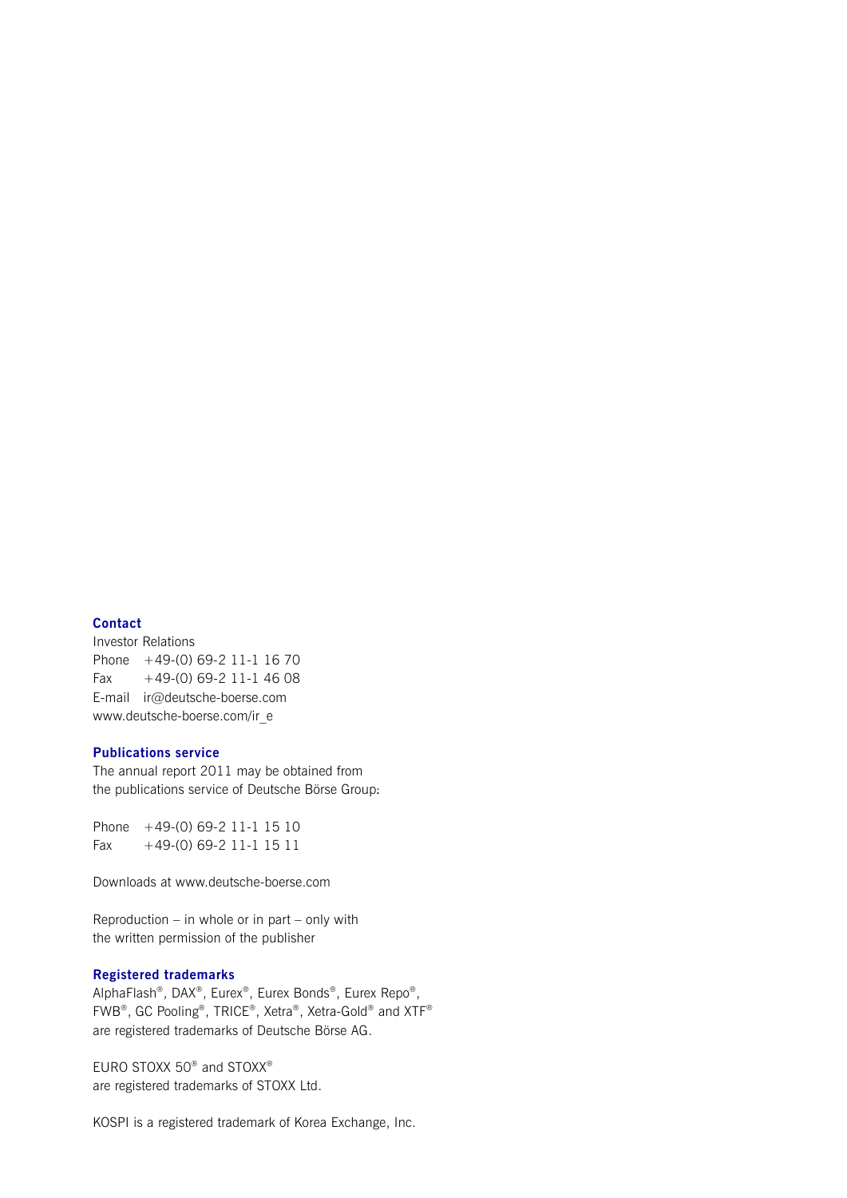## Contact

Investor Relations
Phone +49-(0) 69-2 11-1 16 70
Fax +49-(0) 69-2 11-1 46 08
E-mail ir@deutsche-boerse.com
www.deutsche-boerse.com/ir_e

## Publications service

The annual report 2011 may be obtained from the publications service of Deutsche Börse Group:

Phone +49-(0) 69-2 11-1 15 10
Fax +49-(0) 69-2 11-1 15 11

Downloads at www.deutsche-boerse.com

Reproduction – in whole or in part – only with the written permission of the publisher

## Registered trademarks

AlphaFlash®, DAX®, Eurex®, Eurex Bonds®, Eurex Repo®, FWB®, GC Pooling®, TRICE®, Xetra®, Xetra-Gold® and XTF® are registered trademarks of Deutsche Börse AG.

EURO STOXX 50® and STOXX® are registered trademarks of STOXX Ltd.

KOSPI is a registered trademark of Korea Exchange, Inc.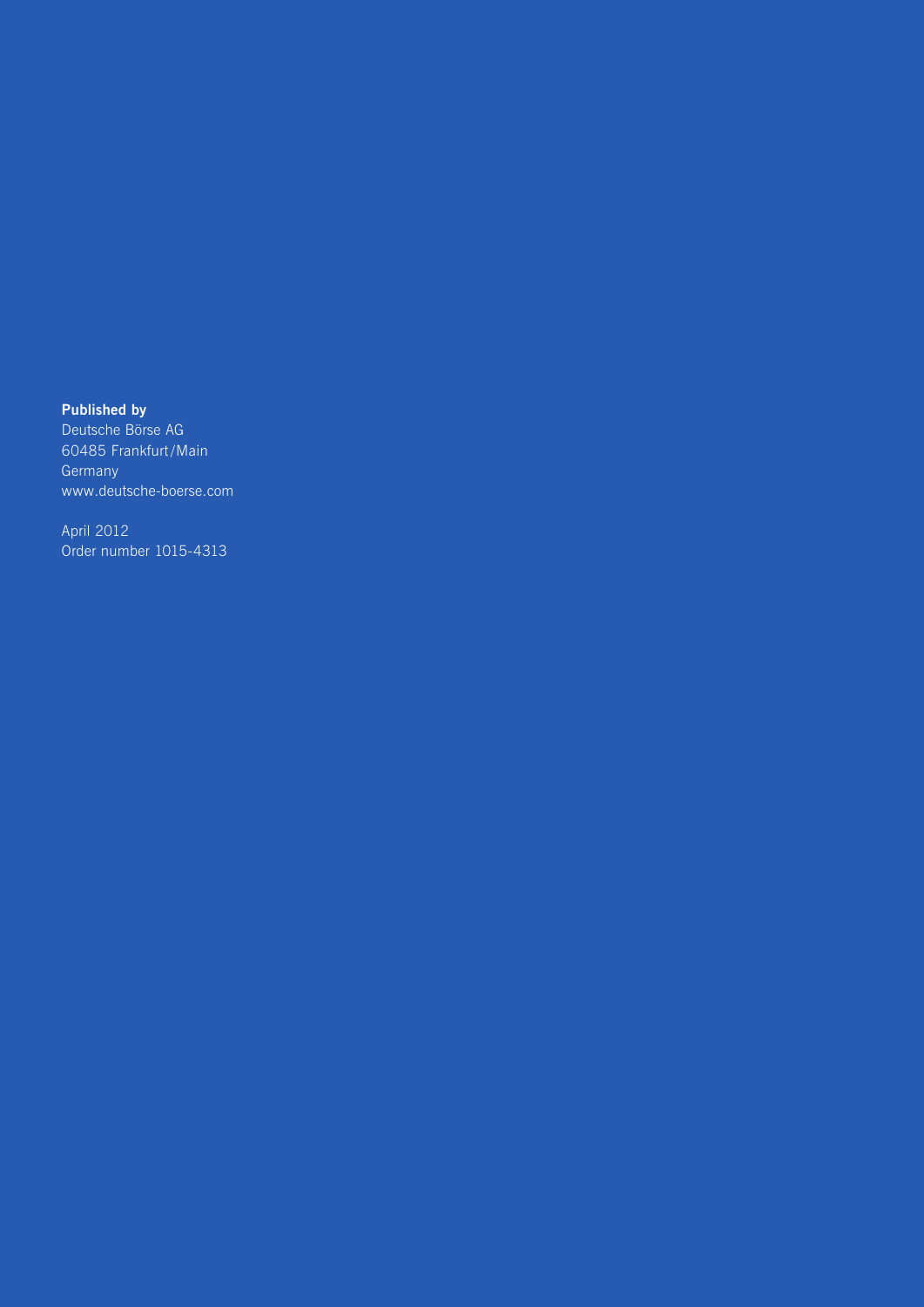**Published by**
Deutsche Börse AG
60485 Frankfurt/Main
Germany
www.deutsche-boerse.com

April 2012
Order number 1015-4313